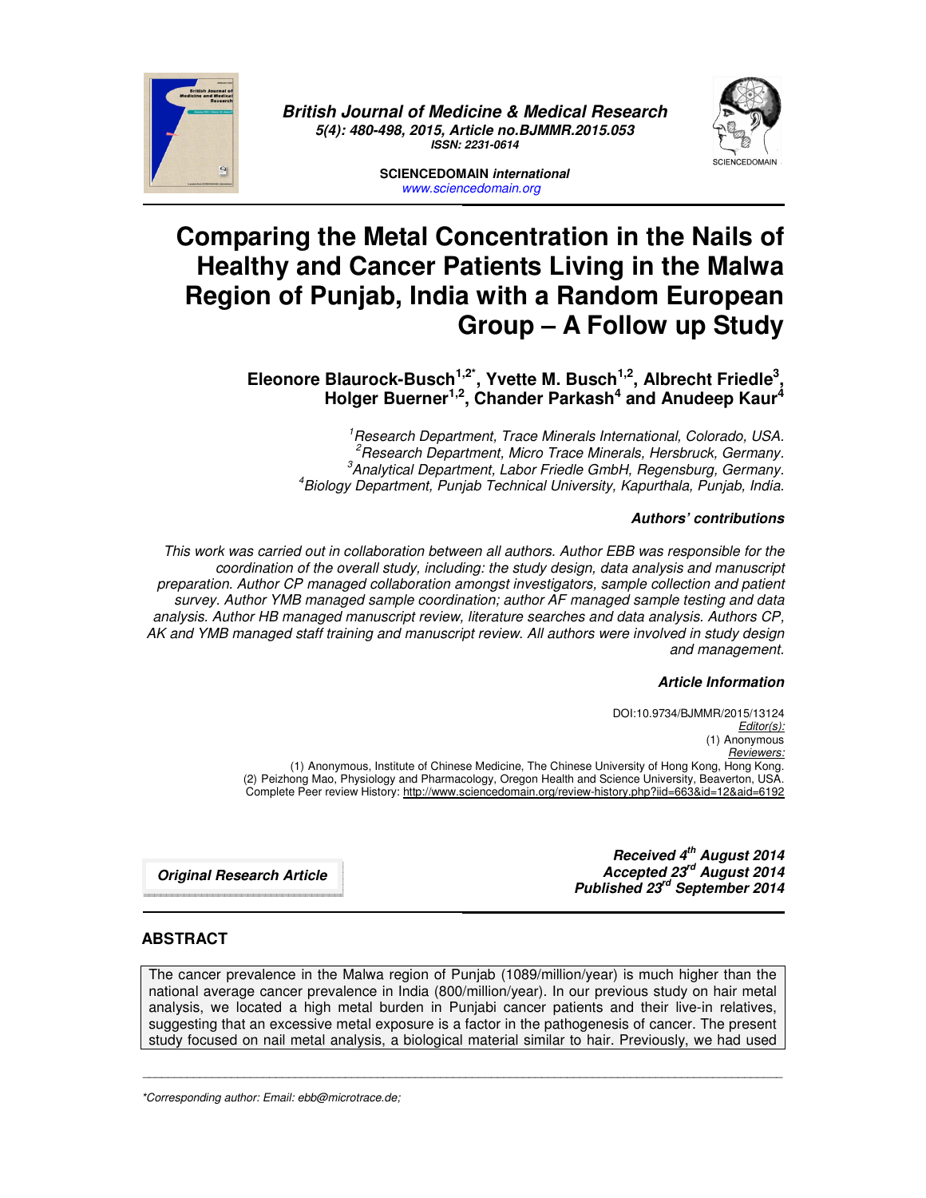**British Journal of Medicine & Medical Research**
**5(4): 480-498, 2015, Article no.BJMMR.2015.053**
**ISSN: 2231-0614**

**SCIENCEDOMAIN *international***
www.sciencedomain.org

# Comparing the Metal Concentration in the Nails of Healthy and Cancer Patients Living in the Malwa Region of Punjab, India with a Random European Group – A Follow up Study

**Eleonore Blaurock-Busch[1,2*], Yvette M. Busch[1,2], Albrecht Friedle[3], Holger Buerner[1,2], Chander Parkash[4] and Anudeep Kaur[4]**

*[1]Research Department, Trace Minerals International, Colorado, USA.*
*[2]Research Department, Micro Trace Minerals, Hersbruck, Germany.*
*[3]Analytical Department, Labor Friedle GmbH, Regensburg, Germany.*
*[4]Biology Department, Punjab Technical University, Kapurthala, Punjab, India.*

### Authors' contributions

*This work was carried out in collaboration between all authors. Author EBB was responsible for the coordination of the overall study, including: the study design, data analysis and manuscript preparation. Author CP managed collaboration amongst investigators, sample collection and patient survey. Author YMB managed sample coordination; author AF managed sample testing and data analysis. Author HB managed manuscript review, literature searches and data analysis. Authors CP, AK and YMB managed staff training and manuscript review. All authors were involved in study design and management.*

### Article Information

DOI:10.9734/BJMMR/2015/13124
*Editor(s):*
(1) Anonymous
*Reviewers:*
(1) Anonymous, Institute of Chinese Medicine, The Chinese University of Hong Kong, Hong Kong.
(2) Peizhong Mao, Physiology and Pharmacology, Oregon Health and Science University, Beaverton, USA.
Complete Peer review History: http://www.sciencedomain.org/review-history.php?iid=663&id=12&aid=6192

**Original Research Article**

***Received 4th August 2014***
***Accepted 23rd August 2014***
***Published 23rd September 2014***

## ABSTRACT

The cancer prevalence in the Malwa region of Punjab (1089/million/year) is much higher than the national average cancer prevalence in India (800/million/year). In our previous study on hair metal analysis, we located a high metal burden in Punjabi cancer patients and their live-in relatives, suggesting that an excessive metal exposure is a factor in the pathogenesis of cancer. The present study focused on nail metal analysis, a biological material similar to hair. Previously, we had used

*Corresponding author: Email: ebb@microtrace.de;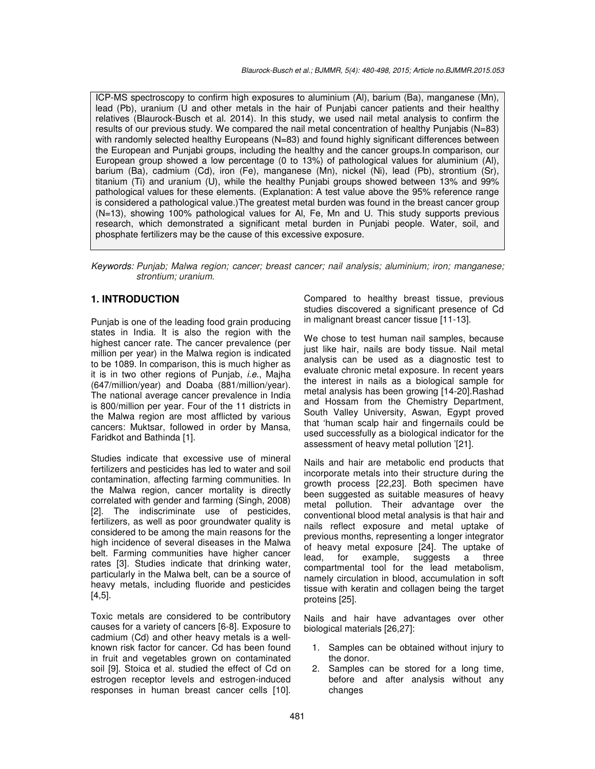ICP-MS spectroscopy to confirm high exposures to aluminium (Al), barium (Ba), manganese (Mn), lead (Pb), uranium (U and other metals in the hair of Punjabi cancer patients and their healthy relatives (Blaurock-Busch et al. 2014). In this study, we used nail metal analysis to confirm the results of our previous study. We compared the nail metal concentration of healthy Punjabis (N=83) with randomly selected healthy Europeans (N=83) and found highly significant differences between the European and Punjabi groups, including the healthy and the cancer groups.In comparison, our European group showed a low percentage (0 to 13%) of pathological values for aluminium (Al), barium (Ba), cadmium (Cd), iron (Fe), manganese (Mn), nickel (Ni), lead (Pb), strontium (Sr), titanium (Ti) and uranium (U), while the healthy Punjabi groups showed between 13% and 99% pathological values for these elements. (Explanation: A test value above the 95% reference range is considered a pathological value.)The greatest metal burden was found in the breast cancer group (N=13), showing 100% pathological values for Al, Fe, Mn and U. This study supports previous research, which demonstrated a significant metal burden in Punjabi people. Water, soil, and phosphate fertilizers may be the cause of this excessive exposure.

*Keywords: Punjab; Malwa region; cancer; breast cancer; nail analysis; aluminium; iron; manganese; strontium; uranium.*

## 1. INTRODUCTION

Punjab is one of the leading food grain producing states in India. It is also the region with the highest cancer rate. The cancer prevalence (per million per year) in the Malwa region is indicated to be 1089. In comparison, this is much higher as it is in two other regions of Punjab, *i.e.*, Majha (647/million/year) and Doaba (881/million/year). The national average cancer prevalence in India is 800/million per year. Four of the 11 districts in the Malwa region are most afflicted by various cancers: Muktsar, followed in order by Mansa, Faridkot and Bathinda [1].

Studies indicate that excessive use of mineral fertilizers and pesticides has led to water and soil contamination, affecting farming communities. In the Malwa region, cancer mortality is directly correlated with gender and farming (Singh, 2008) [2]. The indiscriminate use of pesticides, fertilizers, as well as poor groundwater quality is considered to be among the main reasons for the high incidence of several diseases in the Malwa belt. Farming communities have higher cancer rates [3]. Studies indicate that drinking water, particularly in the Malwa belt, can be a source of heavy metals, including fluoride and pesticides [4,5].

Toxic metals are considered to be contributory causes for a variety of cancers [6-8]. Exposure to cadmium (Cd) and other heavy metals is a well-known risk factor for cancer. Cd has been found in fruit and vegetables grown on contaminated soil [9]. Stoica et al. studied the effect of Cd on estrogen receptor levels and estrogen-induced responses in human breast cancer cells [10]. Compared to healthy breast tissue, previous studies discovered a significant presence of Cd in malignant breast cancer tissue [11-13].

We chose to test human nail samples, because just like hair, nails are body tissue. Nail metal analysis can be used as a diagnostic test to evaluate chronic metal exposure. In recent years the interest in nails as a biological sample for metal analysis has been growing [14-20].Rashad and Hossam from the Chemistry Department, South Valley University, Aswan, Egypt proved that 'human scalp hair and fingernails could be used successfully as a biological indicator for the assessment of heavy metal pollution '[21].

Nails and hair are metabolic end products that incorporate metals into their structure during the growth process [22,23]. Both specimen have been suggested as suitable measures of heavy metal pollution. Their advantage over the conventional blood metal analysis is that hair and nails reflect exposure and metal uptake of previous months, representing a longer integrator of heavy metal exposure [24]. The uptake of lead, for example, suggests a three compartmental tool for the lead metabolism, namely circulation in blood, accumulation in soft tissue with keratin and collagen being the target proteins [25].

Nails and hair have advantages over other biological materials [26,27]:

1. Samples can be obtained without injury to the donor.
2. Samples can be stored for a long time, before and after analysis without any changes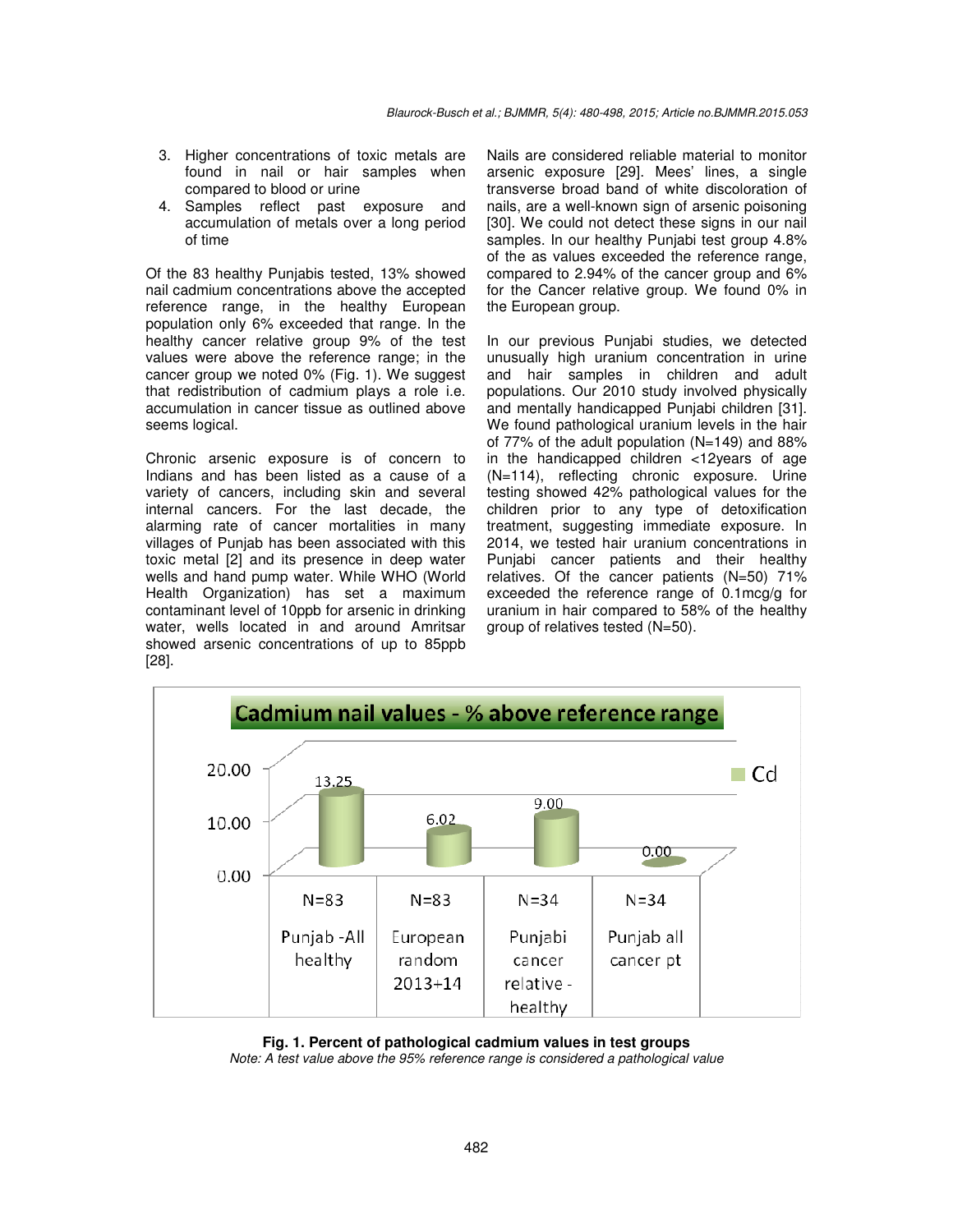3. Higher concentrations of toxic metals are found in nail or hair samples when compared to blood or urine
4. Samples reflect past exposure and accumulation of metals over a long period of time

Of the 83 healthy Punjabis tested, 13% showed nail cadmium concentrations above the accepted reference range, in the healthy European population only 6% exceeded that range. In the healthy cancer relative group 9% of the test values were above the reference range; in the cancer group we noted 0% (Fig. 1). We suggest that redistribution of cadmium plays a role i.e. accumulation in cancer tissue as outlined above seems logical.

Chronic arsenic exposure is of concern to Indians and has been listed as a cause of a variety of cancers, including skin and several internal cancers. For the last decade, the alarming rate of cancer mortalities in many villages of Punjab has been associated with this toxic metal [2] and its presence in deep water wells and hand pump water. While WHO (World Health Organization) has set a maximum contaminant level of 10ppb for arsenic in drinking water, wells located in and around Amritsar showed arsenic concentrations of up to 85ppb [28].

Nails are considered reliable material to monitor arsenic exposure [29]. Mees' lines, a single transverse broad band of white discoloration of nails, are a well-known sign of arsenic poisoning [30]. We could not detect these signs in our nail samples. In our healthy Punjabi test group 4.8% of the as values exceeded the reference range, compared to 2.94% of the cancer group and 6% for the Cancer relative group. We found 0% in the European group.

In our previous Punjabi studies, we detected unusually high uranium concentration in urine and hair samples in children and adult populations. Our 2010 study involved physically and mentally handicapped Punjabi children [31]. We found pathological uranium levels in the hair of 77% of the adult population (N=149) and 88% in the handicapped children <12years of age (N=114), reflecting chronic exposure. Urine testing showed 42% pathological values for the children prior to any type of detoxification treatment, suggesting immediate exposure. In 2014, we tested hair uranium concentrations in Punjabi cancer patients and their healthy relatives. Of the cancer patients (N=50) 71% exceeded the reference range of 0.1mcg/g for uranium in hair compared to 58% of the healthy group of relatives tested (N=50).

**Cadmium nail values - % above reference range**

| | Punjab -All healthy | European random 2013+14 | Punjabi cancer relative - healthy | Punjab all cancer pt |
|---|---|---|---|---|
| N | N=83 | N=83 | N=34 | N=34 |
| Cd | 13.25 | 6.02 | 9.00 | 0.00 |

**Fig. 1. Percent of pathological cadmium values in test groups**

*Note: A test value above the 95% reference range is considered a pathological value*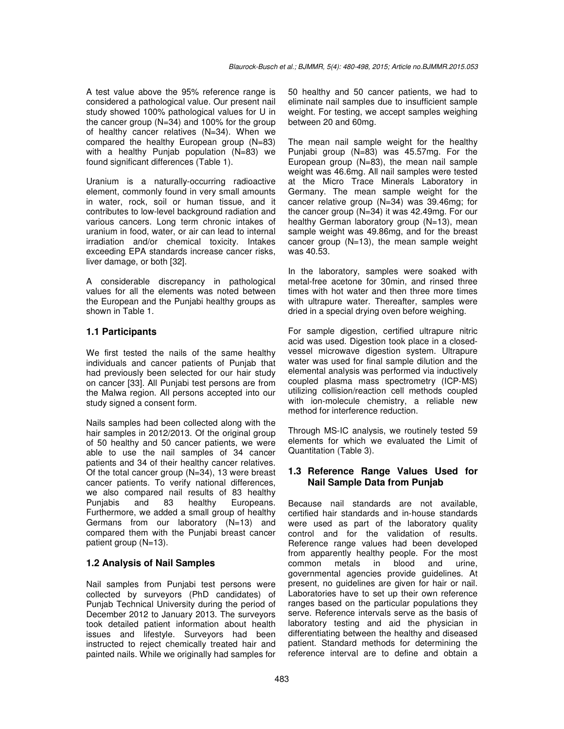A test value above the 95% reference range is considered a pathological value. Our present nail study showed 100% pathological values for U in the cancer group (N=34) and 100% for the group of healthy cancer relatives (N=34). When we compared the healthy European group (N=83) with a healthy Punjab population (N=83) we found significant differences (Table 1).

Uranium is a naturally-occurring radioactive element, commonly found in very small amounts in water, rock, soil or human tissue, and it contributes to low-level background radiation and various cancers. Long term chronic intakes of uranium in food, water, or air can lead to internal irradiation and/or chemical toxicity. Intakes exceeding EPA standards increase cancer risks, liver damage, or both [32].

A considerable discrepancy in pathological values for all the elements was noted between the European and the Punjabi healthy groups as shown in Table 1.

## 1.1 Participants

We first tested the nails of the same healthy individuals and cancer patients of Punjab that had previously been selected for our hair study on cancer [33]. All Punjabi test persons are from the Malwa region. All persons accepted into our study signed a consent form.

Nails samples had been collected along with the hair samples in 2012/2013. Of the original group of 50 healthy and 50 cancer patients, we were able to use the nail samples of 34 cancer patients and 34 of their healthy cancer relatives. Of the total cancer group (N=34), 13 were breast cancer patients. To verify national differences, we also compared nail results of 83 healthy Punjabis and 83 healthy Europeans. Furthermore, we added a small group of healthy Germans from our laboratory (N=13) and compared them with the Punjabi breast cancer patient group (N=13).

## 1.2 Analysis of Nail Samples

Nail samples from Punjabi test persons were collected by surveyors (PhD candidates) of Punjab Technical University during the period of December 2012 to January 2013. The surveyors took detailed patient information about health issues and lifestyle. Surveyors had been instructed to reject chemically treated hair and painted nails. While we originally had samples for 50 healthy and 50 cancer patients, we had to eliminate nail samples due to insufficient sample weight. For testing, we accept samples weighing between 20 and 60mg.

The mean nail sample weight for the healthy Punjabi group (N=83) was 45.57mg. For the European group (N=83), the mean nail sample weight was 46.6mg. All nail samples were tested at the Micro Trace Minerals Laboratory in Germany. The mean sample weight for the cancer relative group (N=34) was 39.46mg; for the cancer group (N=34) it was 42.49mg. For our healthy German laboratory group (N=13), mean sample weight was 49.86mg, and for the breast cancer group (N=13), the mean sample weight was 40.53.

In the laboratory, samples were soaked with metal-free acetone for 30min, and rinsed three times with hot water and then three more times with ultrapure water. Thereafter, samples were dried in a special drying oven before weighing.

For sample digestion, certified ultrapure nitric acid was used. Digestion took place in a closed-vessel microwave digestion system. Ultrapure water was used for final sample dilution and the elemental analysis was performed via inductively coupled plasma mass spectrometry (ICP-MS) utilizing collision/reaction cell methods coupled with ion-molecule chemistry, a reliable new method for interference reduction.

Through MS-IC analysis, we routinely tested 59 elements for which we evaluated the Limit of Quantitation (Table 3).

## 1.3 Reference Range Values Used for Nail Sample Data from Punjab

Because nail standards are not available, certified hair standards and in-house standards were used as part of the laboratory quality control and for the validation of results. Reference range values had been developed from apparently healthy people. For the most common metals in blood and urine, governmental agencies provide guidelines. At present, no guidelines are given for hair or nail. Laboratories have to set up their own reference ranges based on the particular populations they serve. Reference intervals serve as the basis of laboratory testing and aid the physician in differentiating between the healthy and diseased patient. Standard methods for determining the reference interval are to define and obtain a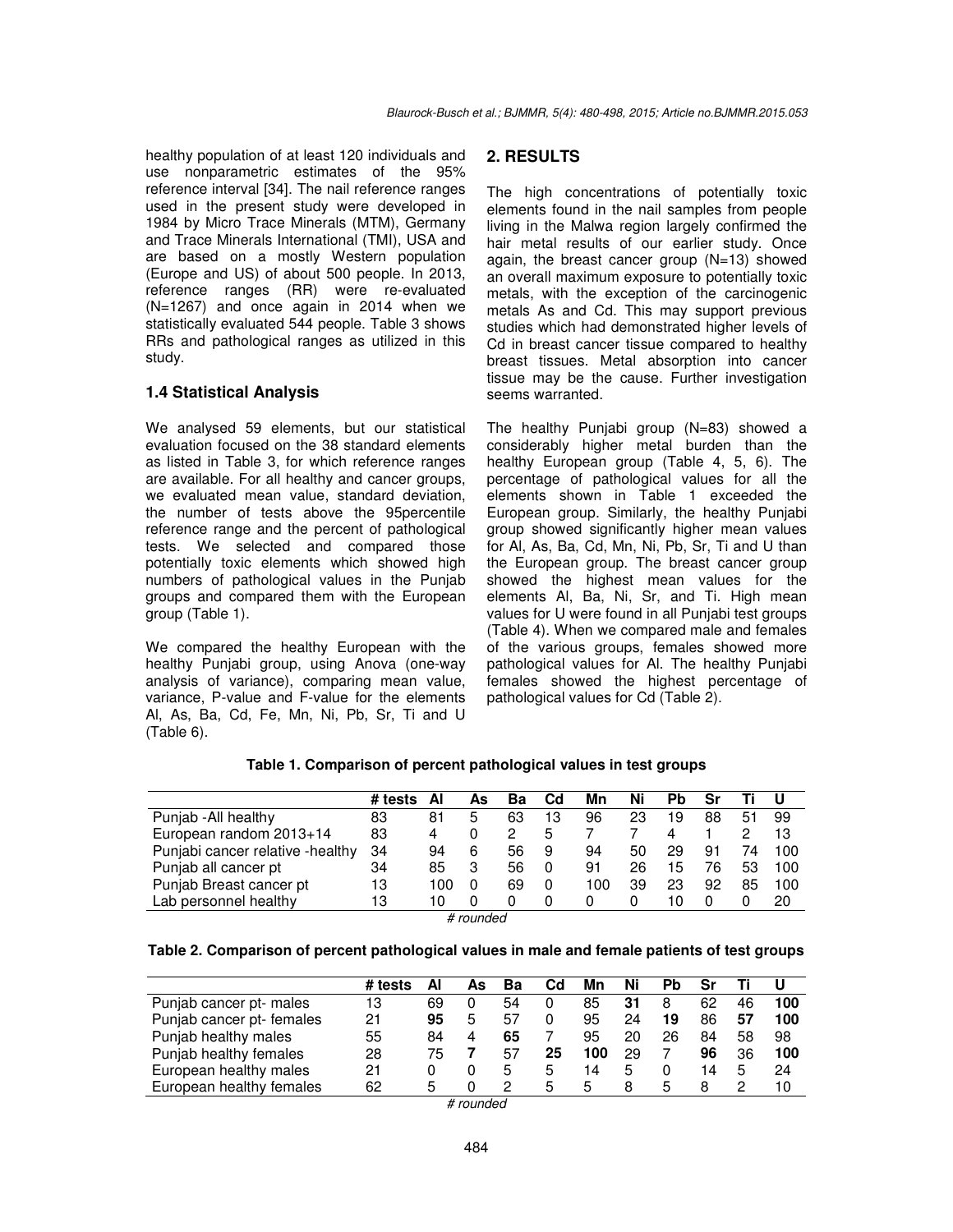healthy population of at least 120 individuals and use nonparametric estimates of the 95% reference interval [34]. The nail reference ranges used in the present study were developed in 1984 by Micro Trace Minerals (MTM), Germany and Trace Minerals International (TMI), USA and are based on a mostly Western population (Europe and US) of about 500 people. In 2013, reference ranges (RR) were re-evaluated (N=1267) and once again in 2014 when we statistically evaluated 544 people. Table 3 shows RRs and pathological ranges as utilized in this study.

### 1.4 Statistical Analysis

We analysed 59 elements, but our statistical evaluation focused on the 38 standard elements as listed in Table 3, for which reference ranges are available. For all healthy and cancer groups, we evaluated mean value, standard deviation, the number of tests above the 95percentile reference range and the percent of pathological tests. We selected and compared those potentially toxic elements which showed high numbers of pathological values in the Punjab groups and compared them with the European group (Table 1).

We compared the healthy European with the healthy Punjabi group, using Anova (one-way analysis of variance), comparing mean value, variance, P-value and F-value for the elements Al, As, Ba, Cd, Fe, Mn, Ni, Pb, Sr, Ti and U (Table 6).

## 2. RESULTS

The high concentrations of potentially toxic elements found in the nail samples from people living in the Malwa region largely confirmed the hair metal results of our earlier study. Once again, the breast cancer group (N=13) showed an overall maximum exposure to potentially toxic metals, with the exception of the carcinogenic metals As and Cd. This may support previous studies which had demonstrated higher levels of Cd in breast cancer tissue compared to healthy breast tissues. Metal absorption into cancer tissue may be the cause. Further investigation seems warranted.

The healthy Punjabi group (N=83) showed a considerably higher metal burden than the healthy European group (Table 4, 5, 6). The percentage of pathological values for all the elements shown in Table 1 exceeded the European group. Similarly, the healthy Punjabi group showed significantly higher mean values for Al, As, Ba, Cd, Mn, Ni, Pb, Sr, Ti and U than the European group. The breast cancer group showed the highest mean values for the elements Al, Ba, Ni, Sr, and Ti. High mean values for U were found in all Punjabi test groups (Table 4). When we compared male and females of the various groups, females showed more pathological values for Al. The healthy Punjabi females showed the highest percentage of pathological values for Cd (Table 2).

**Table 1. Comparison of percent pathological values in test groups**

| | # tests | Al | As | Ba | Cd | Mn | Ni | Pb | Sr | Ti | U |
|---|---|---|---|---|---|---|---|---|---|---|---|
| Punjab -All healthy | 83 | 81 | 5 | 63 | 13 | 96 | 23 | 19 | 88 | 51 | 99 |
| European random 2013+14 | 83 | 4 | 0 | 2 | 5 | 7 | 7 | 4 | 1 | 2 | 13 |
| Punjabi cancer relative -healthy | 34 | 94 | 6 | 56 | 9 | 94 | 50 | 29 | 91 | 74 | 100 |
| Punjab all cancer pt | 34 | 85 | 3 | 56 | 0 | 91 | 26 | 15 | 76 | 53 | 100 |
| Punjab Breast cancer pt | 13 | 100 | 0 | 69 | 0 | 100 | 39 | 23 | 92 | 85 | 100 |
| Lab personnel healthy | 13 | 10 | 0 | 0 | 0 | 0 | 0 | 10 | 0 | 0 | 20 |

*# rounded*

**Table 2. Comparison of percent pathological values in male and female patients of test groups**

| | # tests | Al | As | Ba | Cd | Mn | Ni | Pb | Sr | Ti | U |
|---|---|---|---|---|---|---|---|---|---|---|---|
| Punjab cancer pt- males | 13 | 69 | 0 | 54 | 0 | 85 | **31** | 8 | 62 | 46 | **100** |
| Punjab cancer pt- females | 21 | **95** | 5 | 57 | 0 | 95 | 24 | **19** | 86 | **57** | **100** |
| Punjab healthy males | 55 | 84 | 4 | **65** | 7 | 95 | 20 | 26 | 84 | 58 | 98 |
| Punjab healthy females | 28 | 75 | **7** | 57 | **25** | **100** | 29 | 7 | **96** | 36 | **100** |
| European healthy males | 21 | 0 | 0 | 5 | 5 | 14 | 5 | 0 | 14 | 5 | 24 |
| European healthy females | 62 | 5 | 0 | 2 | 5 | 5 | 8 | 5 | 8 | 2 | 10 |

*# rounded*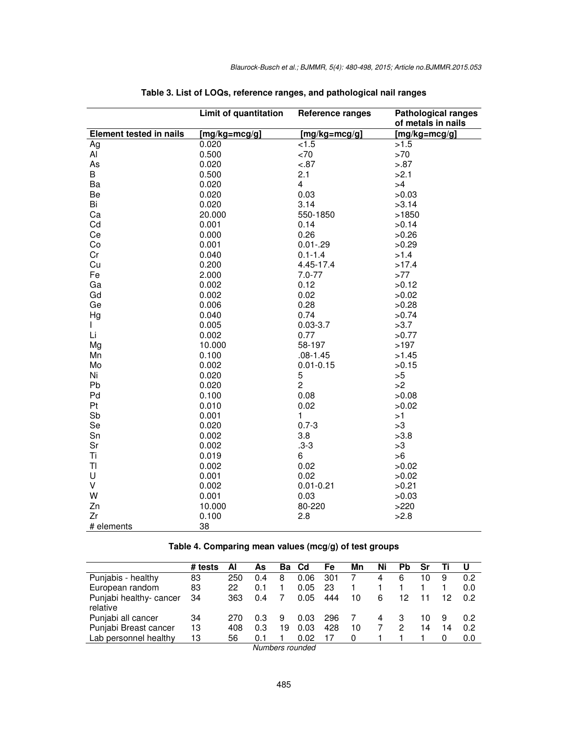**Table 3. List of LOQs, reference ranges, and pathological nail ranges**

| Element tested in nails | Limit of quantitation [mg/kg=mcg/g] | Reference ranges [mg/kg=mcg/g] | Pathological ranges of metals in nails [mg/kg=mcg/g] |
|---|---|---|---|
| Ag | 0.020 | <1.5 | >1.5 |
| Al | 0.500 | <70 | >70 |
| As | 0.020 | <.87 | >.87 |
| B | 0.500 | 2.1 | >2.1 |
| Ba | 0.020 | 4 | >4 |
| Be | 0.020 | 0.03 | >0.03 |
| Bi | 0.020 | 3.14 | >3.14 |
| Ca | 20.000 | 550-1850 | >1850 |
| Cd | 0.001 | 0.14 | >0.14 |
| Ce | 0.000 | 0.26 | >0.26 |
| Co | 0.001 | 0.01-.29 | >0.29 |
| Cr | 0.040 | 0.1-1.4 | >1.4 |
| Cu | 0.200 | 4.45-17.4 | >17.4 |
| Fe | 2.000 | 7.0-77 | >77 |
| Ga | 0.002 | 0.12 | >0.12 |
| Gd | 0.002 | 0.02 | >0.02 |
| Ge | 0.006 | 0.28 | >0.28 |
| Hg | 0.040 | 0.74 | >0.74 |
| I | 0.005 | 0.03-3.7 | >3.7 |
| Li | 0.002 | 0.77 | >0.77 |
| Mg | 10.000 | 58-197 | >197 |
| Mn | 0.100 | .08-1.45 | >1.45 |
| Mo | 0.002 | 0.01-0.15 | >0.15 |
| Ni | 0.020 | 5 | >5 |
| Pb | 0.020 | 2 | >2 |
| Pd | 0.100 | 0.08 | >0.08 |
| Pt | 0.010 | 0.02 | >0.02 |
| Sb | 0.001 | 1 | >1 |
| Se | 0.020 | 0.7-3 | >3 |
| Sn | 0.002 | 3.8 | >3.8 |
| Sr | 0.002 | .3-3 | >3 |
| Ti | 0.019 | 6 | >6 |
| Tl | 0.002 | 0.02 | >0.02 |
| U | 0.001 | 0.02 | >0.02 |
| V | 0.002 | 0.01-0.21 | >0.21 |
| W | 0.001 | 0.03 | >0.03 |
| Zn | 10.000 | 80-220 | >220 |
| Zr | 0.100 | 2.8 | >2.8 |
| # elements | 38 | | |

**Table 4. Comparing mean values (mcg/g) of test groups**

| | # tests | Al | As | Ba | Cd | Fe | Mn | Ni | Pb | Sr | Ti | U |
|---|---|---|---|---|---|---|---|---|---|---|---|---|
| Punjabis - healthy | 83 | 250 | 0.4 | 8 | 0.06 | 301 | 7 | 4 | 6 | 10 | 9 | 0.2 |
| European random | 83 | 22 | 0.1 | 1 | 0.05 | 23 | 1 | 1 | 1 | 1 | 1 | 0.0 |
| Punjabi healthy- cancer relative | 34 | 363 | 0.4 | 7 | 0.05 | 444 | 10 | 6 | 12 | 11 | 12 | 0.2 |
| Punjabi all cancer | 34 | 270 | 0.3 | 9 | 0.03 | 296 | 7 | 4 | 3 | 10 | 9 | 0.2 |
| Punjabi Breast cancer | 13 | 408 | 0.3 | 19 | 0.03 | 428 | 10 | 7 | 2 | 14 | 14 | 0.2 |
| Lab personnel healthy | 13 | 56 | 0.1 | 1 | 0.02 | 17 | 0 | 1 | 1 | 1 | 0 | 0.0 |

*Numbers rounded*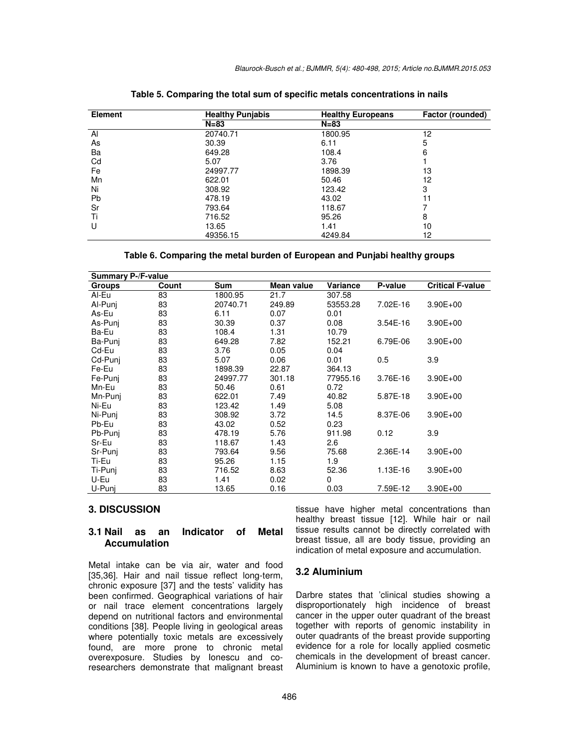**Table 5. Comparing the total sum of specific metals concentrations in nails**

| Element | Healthy Punjabis | Healthy Europeans | Factor (rounded) |
|---|---|---|---|
| | N=83 | N=83 | |
| Al | 20740.71 | 1800.95 | 12 |
| As | 30.39 | 6.11 | 5 |
| Ba | 649.28 | 108.4 | 6 |
| Cd | 5.07 | 3.76 | 1 |
| Fe | 24997.77 | 1898.39 | 13 |
| Mn | 622.01 | 50.46 | 12 |
| Ni | 308.92 | 123.42 | 3 |
| Pb | 478.19 | 43.02 | 11 |
| Sr | 793.64 | 118.67 | 7 |
| Ti | 716.52 | 95.26 | 8 |
| U | 13.65 | 1.41 | 10 |
| | 49356.15 | 4249.84 | 12 |

**Table 6. Comparing the metal burden of European and Punjabi healthy groups**

| Summary P-/F-value | | | | | | |
|---|---|---|---|---|---|---|
| Groups | Count | Sum | Mean value | Variance | P-value | Critical F-value |
| Al-Eu | 83 | 1800.95 | 21.7 | 307.58 | | |
| Al-Punj | 83 | 20740.71 | 249.89 | 53553.28 | 7.02E-16 | 3.90E+00 |
| As-Eu | 83 | 6.11 | 0.07 | 0.01 | | |
| As-Punj | 83 | 30.39 | 0.37 | 0.08 | 3.54E-16 | 3.90E+00 |
| Ba-Eu | 83 | 108.4 | 1.31 | 10.79 | | |
| Ba-Punj | 83 | 649.28 | 7.82 | 152.21 | 6.79E-06 | 3.90E+00 |
| Cd-Eu | 83 | 3.76 | 0.05 | 0.04 | | |
| Cd-Punj | 83 | 5.07 | 0.06 | 0.01 | 0.5 | 3.9 |
| Fe-Eu | 83 | 1898.39 | 22.87 | 364.13 | | |
| Fe-Punj | 83 | 24997.77 | 301.18 | 77955.16 | 3.76E-16 | 3.90E+00 |
| Mn-Eu | 83 | 50.46 | 0.61 | 0.72 | | |
| Mn-Punj | 83 | 622.01 | 7.49 | 40.82 | 5.87E-18 | 3.90E+00 |
| Ni-Eu | 83 | 123.42 | 1.49 | 5.08 | | |
| Ni-Punj | 83 | 308.92 | 3.72 | 14.5 | 8.37E-06 | 3.90E+00 |
| Pb-Eu | 83 | 43.02 | 0.52 | 0.23 | | |
| Pb-Punj | 83 | 478.19 | 5.76 | 911.98 | 0.12 | 3.9 |
| Sr-Eu | 83 | 118.67 | 1.43 | 2.6 | | |
| Sr-Punj | 83 | 793.64 | 9.56 | 75.68 | 2.36E-14 | 3.90E+00 |
| Ti-Eu | 83 | 95.26 | 1.15 | 1.9 | | |
| Ti-Punj | 83 | 716.52 | 8.63 | 52.36 | 1.13E-16 | 3.90E+00 |
| U-Eu | 83 | 1.41 | 0.02 | 0 | | |
| U-Punj | 83 | 13.65 | 0.16 | 0.03 | 7.59E-12 | 3.90E+00 |

## 3. DISCUSSION

### 3.1 Nail as an Indicator of Metal Accumulation

Metal intake can be via air, water and food [35,36]. Hair and nail tissue reflect long-term, chronic exposure [37] and the tests' validity has been confirmed. Geographical variations of hair or nail trace element concentrations largely depend on nutritional factors and environmental conditions [38]. People living in geological areas where potentially toxic metals are excessively found, are more prone to chronic metal overexposure. Studies by Ionescu and co-researchers demonstrate that malignant breast tissue have higher metal concentrations than healthy breast tissue [12]. While hair or nail tissue results cannot be directly correlated with breast tissue, all are body tissue, providing an indication of metal exposure and accumulation.

### 3.2 Aluminium

Darbre states that 'clinical studies showing a disproportionately high incidence of breast cancer in the upper outer quadrant of the breast together with reports of genomic instability in outer quadrants of the breast provide supporting evidence for a role for locally applied cosmetic chemicals in the development of breast cancer. Aluminium is known to have a genotoxic profile,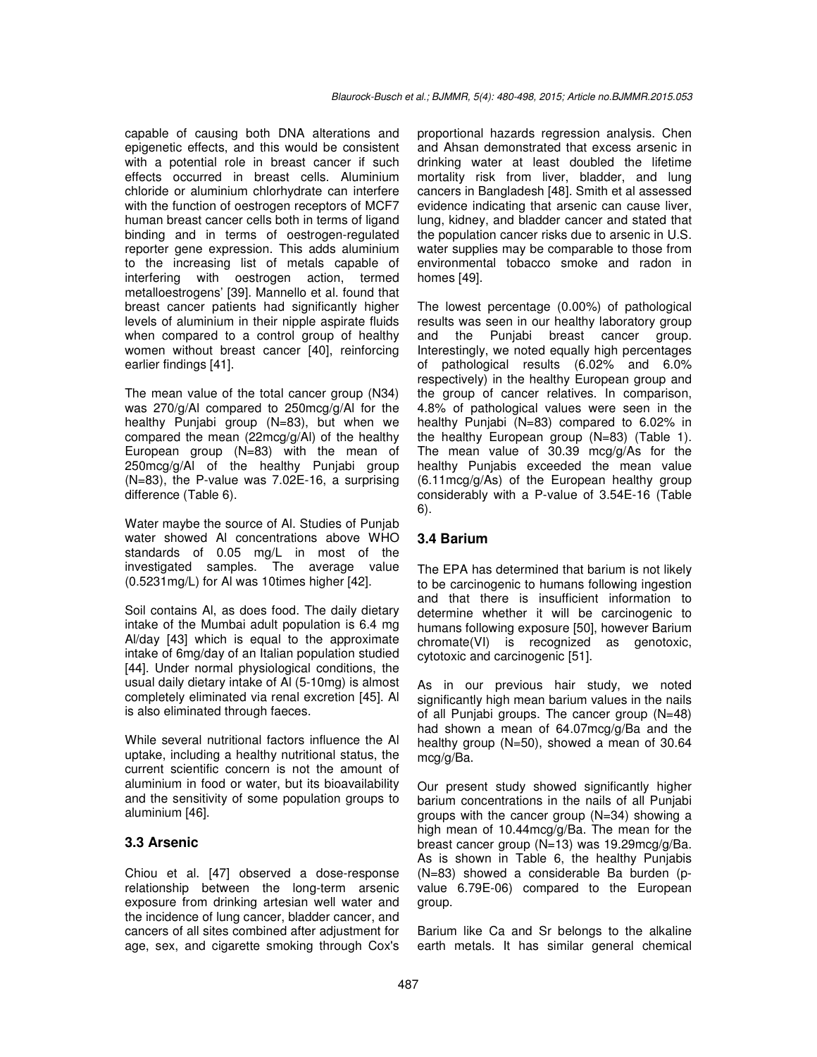capable of causing both DNA alterations and epigenetic effects, and this would be consistent with a potential role in breast cancer if such effects occurred in breast cells. Aluminium chloride or aluminium chlorhydrate can interfere with the function of oestrogen receptors of MCF7 human breast cancer cells both in terms of ligand binding and in terms of oestrogen-regulated reporter gene expression. This adds aluminium to the increasing list of metals capable of interfering with oestrogen action, termed metalloestrogens' [39]. Mannello et al. found that breast cancer patients had significantly higher levels of aluminium in their nipple aspirate fluids when compared to a control group of healthy women without breast cancer [40], reinforcing earlier findings [41].

The mean value of the total cancer group (N34) was 270/g/Al compared to 250mcg/g/Al for the healthy Punjabi group (N=83), but when we compared the mean (22mcg/g/Al) of the healthy European group (N=83) with the mean of 250mcg/g/Al of the healthy Punjabi group (N=83), the P-value was 7.02E-16, a surprising difference (Table 6).

Water maybe the source of Al. Studies of Punjab water showed Al concentrations above WHO standards of 0.05 mg/L in most of the investigated samples. The average value (0.5231mg/L) for Al was 10times higher [42].

Soil contains Al, as does food. The daily dietary intake of the Mumbai adult population is 6.4 mg Al/day [43] which is equal to the approximate intake of 6mg/day of an Italian population studied [44]. Under normal physiological conditions, the usual daily dietary intake of Al (5-10mg) is almost completely eliminated via renal excretion [45]. Al is also eliminated through faeces.

While several nutritional factors influence the Al uptake, including a healthy nutritional status, the current scientific concern is not the amount of aluminium in food or water, but its bioavailability and the sensitivity of some population groups to aluminium [46].

### 3.3 Arsenic

Chiou et al. [47] observed a dose-response relationship between the long-term arsenic exposure from drinking artesian well water and the incidence of lung cancer, bladder cancer, and cancers of all sites combined after adjustment for age, sex, and cigarette smoking through Cox's proportional hazards regression analysis. Chen and Ahsan demonstrated that excess arsenic in drinking water at least doubled the lifetime mortality risk from liver, bladder, and lung cancers in Bangladesh [48]. Smith et al assessed evidence indicating that arsenic can cause liver, lung, kidney, and bladder cancer and stated that the population cancer risks due to arsenic in U.S. water supplies may be comparable to those from environmental tobacco smoke and radon in homes [49].

The lowest percentage (0.00%) of pathological results was seen in our healthy laboratory group and the Punjabi breast cancer group. Interestingly, we noted equally high percentages of pathological results (6.02% and 6.0% respectively) in the healthy European group and the group of cancer relatives. In comparison, 4.8% of pathological values were seen in the healthy Punjabi (N=83) compared to 6.02% in the healthy European group (N=83) (Table 1). The mean value of 30.39 mcg/g/As for the healthy Punjabis exceeded the mean value (6.11mcg/g/As) of the European healthy group considerably with a P-value of 3.54E-16 (Table 6).

### 3.4 Barium

The EPA has determined that barium is not likely to be carcinogenic to humans following ingestion and that there is insufficient information to determine whether it will be carcinogenic to humans following exposure [50], however Barium chromate(VI) is recognized as genotoxic, cytotoxic and carcinogenic [51].

As in our previous hair study, we noted significantly high mean barium values in the nails of all Punjabi groups. The cancer group (N=48) had shown a mean of 64.07mcg/g/Ba and the healthy group (N=50), showed a mean of 30.64 mcg/g/Ba.

Our present study showed significantly higher barium concentrations in the nails of all Punjabi groups with the cancer group (N=34) showing a high mean of 10.44mcg/g/Ba. The mean for the breast cancer group (N=13) was 19.29mcg/g/Ba. As is shown in Table 6, the healthy Punjabis (N=83) showed a considerable Ba burden (p-value 6.79E-06) compared to the European group.

Barium like Ca and Sr belongs to the alkaline earth metals. It has similar general chemical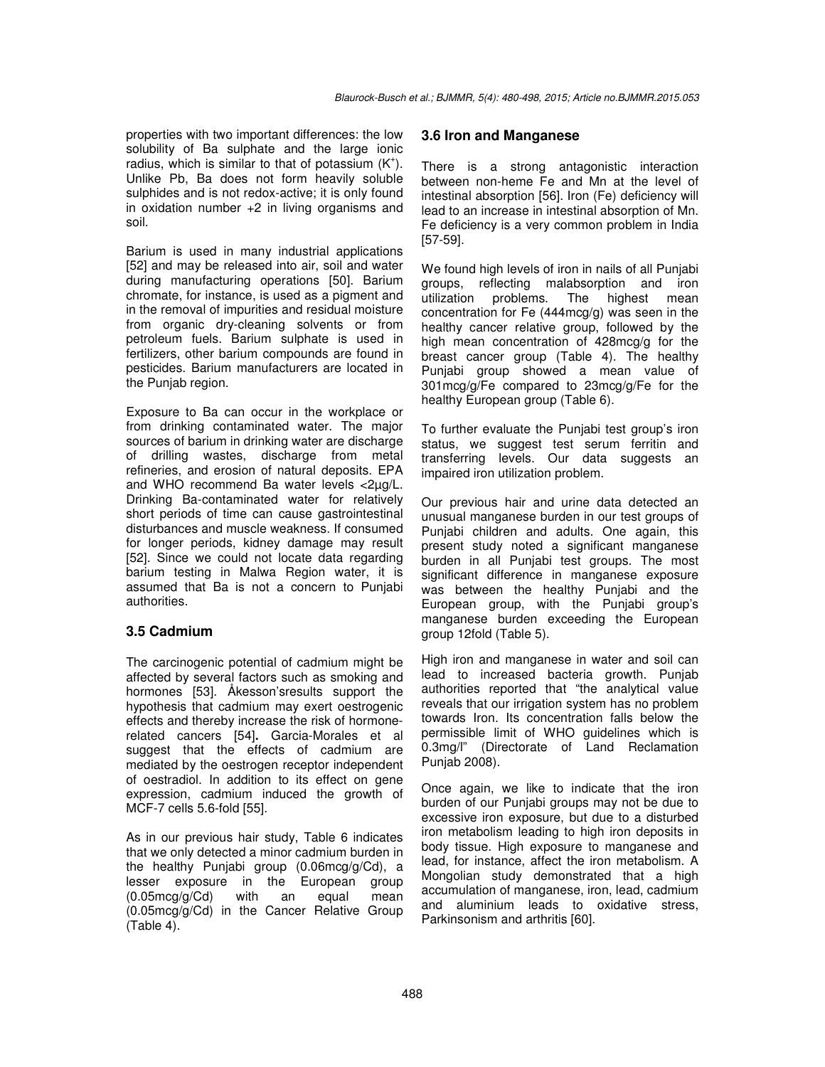properties with two important differences: the low solubility of Ba sulphate and the large ionic radius, which is similar to that of potassium ($K^+$). Unlike Pb, Ba does not form heavily soluble sulphides and is not redox-active; it is only found in oxidation number +2 in living organisms and soil.

Barium is used in many industrial applications [52] and may be released into air, soil and water during manufacturing operations [50]. Barium chromate, for instance, is used as a pigment and in the removal of impurities and residual moisture from organic dry-cleaning solvents or from petroleum fuels. Barium sulphate is used in fertilizers, other barium compounds are found in pesticides. Barium manufacturers are located in the Punjab region.

Exposure to Ba can occur in the workplace or from drinking contaminated water. The major sources of barium in drinking water are discharge of drilling wastes, discharge from metal refineries, and erosion of natural deposits. EPA and WHO recommend Ba water levels <2µg/L. Drinking Ba-contaminated water for relatively short periods of time can cause gastrointestinal disturbances and muscle weakness. If consumed for longer periods, kidney damage may result [52]. Since we could not locate data regarding barium testing in Malwa Region water, it is assumed that Ba is not a concern to Punjabi authorities.

### 3.5 Cadmium

The carcinogenic potential of cadmium might be affected by several factors such as smoking and hormones [53]. Åkesson'sresults support the hypothesis that cadmium may exert oestrogenic effects and thereby increase the risk of hormone-related cancers [54]**.** Garcia-Morales et al suggest that the effects of cadmium are mediated by the oestrogen receptor independent of oestradiol. In addition to its effect on gene expression, cadmium induced the growth of MCF-7 cells 5.6-fold [55].

As in our previous hair study, Table 6 indicates that we only detected a minor cadmium burden in the healthy Punjabi group (0.06mcg/g/Cd), a lesser exposure in the European group (0.05mcg/g/Cd) with an equal mean (0.05mcg/g/Cd) in the Cancer Relative Group (Table 4).

### 3.6 Iron and Manganese

There is a strong antagonistic interaction between non-heme Fe and Mn at the level of intestinal absorption [56]. Iron (Fe) deficiency will lead to an increase in intestinal absorption of Mn. Fe deficiency is a very common problem in India [57-59].

We found high levels of iron in nails of all Punjabi groups, reflecting malabsorption and iron utilization problems. The highest mean concentration for Fe (444mcg/g) was seen in the healthy cancer relative group, followed by the high mean concentration of 428mcg/g for the breast cancer group (Table 4). The healthy Punjabi group showed a mean value of 301mcg/g/Fe compared to 23mcg/g/Fe for the healthy European group (Table 6).

To further evaluate the Punjabi test group's iron status, we suggest test serum ferritin and transferring levels. Our data suggests an impaired iron utilization problem.

Our previous hair and urine data detected an unusual manganese burden in our test groups of Punjabi children and adults. One again, this present study noted a significant manganese burden in all Punjabi test groups. The most significant difference in manganese exposure was between the healthy Punjabi and the European group, with the Punjabi group's manganese burden exceeding the European group 12fold (Table 5).

High iron and manganese in water and soil can lead to increased bacteria growth. Punjab authorities reported that "the analytical value reveals that our irrigation system has no problem towards Iron. Its concentration falls below the permissible limit of WHO guidelines which is 0.3mg/l" (Directorate of Land Reclamation Punjab 2008).

Once again, we like to indicate that the iron burden of our Punjabi groups may not be due to excessive iron exposure, but due to a disturbed iron metabolism leading to high iron deposits in body tissue. High exposure to manganese and lead, for instance, affect the iron metabolism. A Mongolian study demonstrated that a high accumulation of manganese, iron, lead, cadmium and aluminium leads to oxidative stress, Parkinsonism and arthritis [60].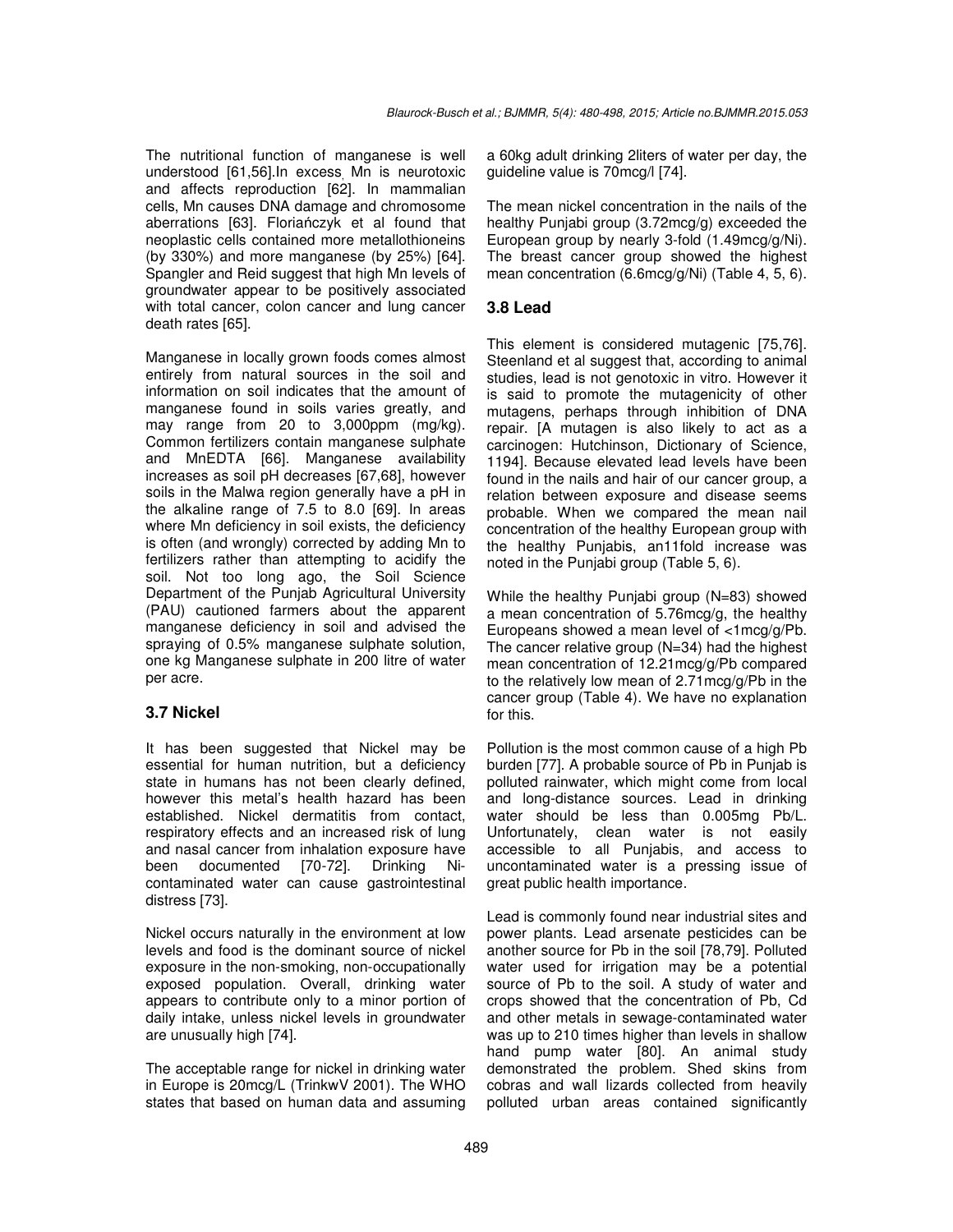The nutritional function of manganese is well understood [61,56].In excess, Mn is neurotoxic and affects reproduction [62]. In mammalian cells, Mn causes DNA damage and chromosome aberrations [63]. Floriańczyk et al found that neoplastic cells contained more metallothioneins (by 330%) and more manganese (by 25%) [64]. Spangler and Reid suggest that high Mn levels of groundwater appear to be positively associated with total cancer, colon cancer and lung cancer death rates [65].

Manganese in locally grown foods comes almost entirely from natural sources in the soil and information on soil indicates that the amount of manganese found in soils varies greatly, and may range from 20 to 3,000ppm (mg/kg). Common fertilizers contain manganese sulphate and MnEDTA [66]. Manganese availability increases as soil pH decreases [67,68], however soils in the Malwa region generally have a pH in the alkaline range of 7.5 to 8.0 [69]. In areas where Mn deficiency in soil exists, the deficiency is often (and wrongly) corrected by adding Mn to fertilizers rather than attempting to acidify the soil. Not too long ago, the Soil Science Department of the Punjab Agricultural University (PAU) cautioned farmers about the apparent manganese deficiency in soil and advised the spraying of 0.5% manganese sulphate solution, one kg Manganese sulphate in 200 litre of water per acre.

### 3.7 Nickel

It has been suggested that Nickel may be essential for human nutrition, but a deficiency state in humans has not been clearly defined, however this metal's health hazard has been established. Nickel dermatitis from contact, respiratory effects and an increased risk of lung and nasal cancer from inhalation exposure have been documented [70-72]. Drinking Ni-contaminated water can cause gastrointestinal distress [73].

Nickel occurs naturally in the environment at low levels and food is the dominant source of nickel exposure in the non-smoking, non-occupationally exposed population. Overall, drinking water appears to contribute only to a minor portion of daily intake, unless nickel levels in groundwater are unusually high [74].

The acceptable range for nickel in drinking water in Europe is 20mcg/L (TrinkwV 2001). The WHO states that based on human data and assuming a 60kg adult drinking 2liters of water per day, the guideline value is 70mcg/l [74].

The mean nickel concentration in the nails of the healthy Punjabi group (3.72mcg/g) exceeded the European group by nearly 3-fold (1.49mcg/g/Ni). The breast cancer group showed the highest mean concentration (6.6mcg/g/Ni) (Table 4, 5, 6).

### 3.8 Lead

This element is considered mutagenic [75,76]. Steenland et al suggest that, according to animal studies, lead is not genotoxic in vitro. However it is said to promote the mutagenicity of other mutagens, perhaps through inhibition of DNA repair. [A mutagen is also likely to act as a carcinogen: Hutchinson, Dictionary of Science, 1194]. Because elevated lead levels have been found in the nails and hair of our cancer group, a relation between exposure and disease seems probable. When we compared the mean nail concentration of the healthy European group with the healthy Punjabis, an11fold increase was noted in the Punjabi group (Table 5, 6).

While the healthy Punjabi group (N=83) showed a mean concentration of 5.76mcg/g, the healthy Europeans showed a mean level of <1mcg/g/Pb. The cancer relative group (N=34) had the highest mean concentration of 12.21mcg/g/Pb compared to the relatively low mean of 2.71mcg/g/Pb in the cancer group (Table 4). We have no explanation for this.

Pollution is the most common cause of a high Pb burden [77]. A probable source of Pb in Punjab is polluted rainwater, which might come from local and long-distance sources. Lead in drinking water should be less than 0.005mg Pb/L. Unfortunately, clean water is not easily accessible to all Punjabis, and access to uncontaminated water is a pressing issue of great public health importance.

Lead is commonly found near industrial sites and power plants. Lead arsenate pesticides can be another source for Pb in the soil [78,79]. Polluted water used for irrigation may be a potential source of Pb to the soil. A study of water and crops showed that the concentration of Pb, Cd and other metals in sewage-contaminated water was up to 210 times higher than levels in shallow hand pump water [80]. An animal study demonstrated the problem. Shed skins from cobras and wall lizards collected from heavily polluted urban areas contained significantly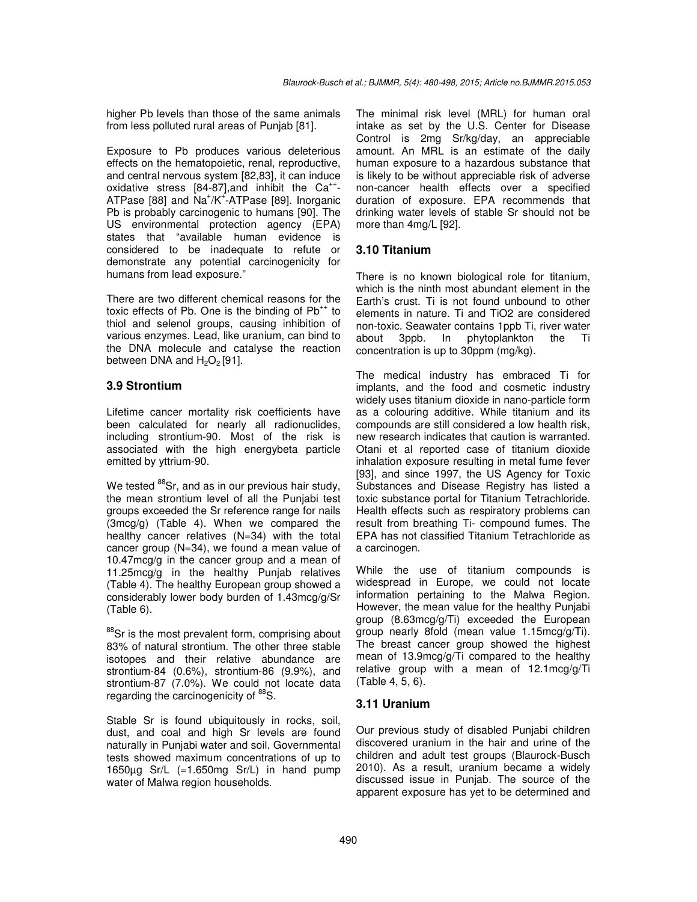higher Pb levels than those of the same animals from less polluted rural areas of Punjab [81].

Exposure to Pb produces various deleterious effects on the hematopoietic, renal, reproductive, and central nervous system [82,83], it can induce oxidative stress [84-87],and inhibit the $Ca^{++}$-ATPase [88] and $Na^{+}/K^{+}$-ATPase [89]. Inorganic Pb is probably carcinogenic to humans [90]. The US environmental protection agency (EPA) states that "available human evidence is considered to be inadequate to refute or demonstrate any potential carcinogenicity for humans from lead exposure."

There are two different chemical reasons for the toxic effects of Pb. One is the binding of $Pb^{++}$ to thiol and selenol groups, causing inhibition of various enzymes. Lead, like uranium, can bind to the DNA molecule and catalyse the reaction between DNA and $H_2O_2$ [91].

### 3.9 Strontium

Lifetime cancer mortality risk coefficients have been calculated for nearly all radionuclides, including strontium-90. Most of the risk is associated with the high energybeta particle emitted by yttrium-90.

We tested $^{88}$Sr, and as in our previous hair study, the mean strontium level of all the Punjabi test groups exceeded the Sr reference range for nails (3mcg/g) (Table 4). When we compared the healthy cancer relatives (N=34) with the total cancer group (N=34), we found a mean value of 10.47mcg/g in the cancer group and a mean of 11.25mcg/g in the healthy Punjab relatives (Table 4). The healthy European group showed a considerably lower body burden of 1.43mcg/g/Sr (Table 6).

$^{88}$Sr is the most prevalent form, comprising about 83% of natural strontium. The other three stable isotopes and their relative abundance are strontium-84 (0.6%), strontium-86 (9.9%), and strontium-87 (7.0%). We could not locate data regarding the carcinogenicity of $^{88}$S.

Stable Sr is found ubiquitously in rocks, soil, dust, and coal and high Sr levels are found naturally in Punjabi water and soil. Governmental tests showed maximum concentrations of up to 1650µg Sr/L (=1.650mg Sr/L) in hand pump water of Malwa region households.

The minimal risk level (MRL) for human oral intake as set by the U.S. Center for Disease Control is 2mg Sr/kg/day, an appreciable amount. An MRL is an estimate of the daily human exposure to a hazardous substance that is likely to be without appreciable risk of adverse non-cancer health effects over a specified duration of exposure. EPA recommends that drinking water levels of stable Sr should not be more than 4mg/L [92].

### 3.10 Titanium

There is no known biological role for titanium, which is the ninth most abundant element in the Earth's crust. Ti is not found unbound to other elements in nature. Ti and TiO2 are considered non-toxic. Seawater contains 1ppb Ti, river water about 3ppb. In phytoplankton the Ti concentration is up to 30ppm (mg/kg).

The medical industry has embraced Ti for implants, and the food and cosmetic industry widely uses titanium dioxide in nano-particle form as a colouring additive. While titanium and its compounds are still considered a low health risk, new research indicates that caution is warranted. Otani et al reported case of titanium dioxide inhalation exposure resulting in metal fume fever [93], and since 1997, the US Agency for Toxic Substances and Disease Registry has listed a toxic substance portal for Titanium Tetrachloride. Health effects such as respiratory problems can result from breathing Ti- compound fumes. The EPA has not classified Titanium Tetrachloride as a carcinogen.

While the use of titanium compounds is widespread in Europe, we could not locate information pertaining to the Malwa Region. However, the mean value for the healthy Punjabi group (8.63mcg/g/Ti) exceeded the European group nearly 8fold (mean value 1.15mcg/g/Ti). The breast cancer group showed the highest mean of 13.9mcg/g/Ti compared to the healthy relative group with a mean of 12.1mcg/g/Ti (Table 4, 5, 6).

### 3.11 Uranium

Our previous study of disabled Punjabi children discovered uranium in the hair and urine of the children and adult test groups (Blaurock-Busch 2010). As a result, uranium became a widely discussed issue in Punjab. The source of the apparent exposure has yet to be determined and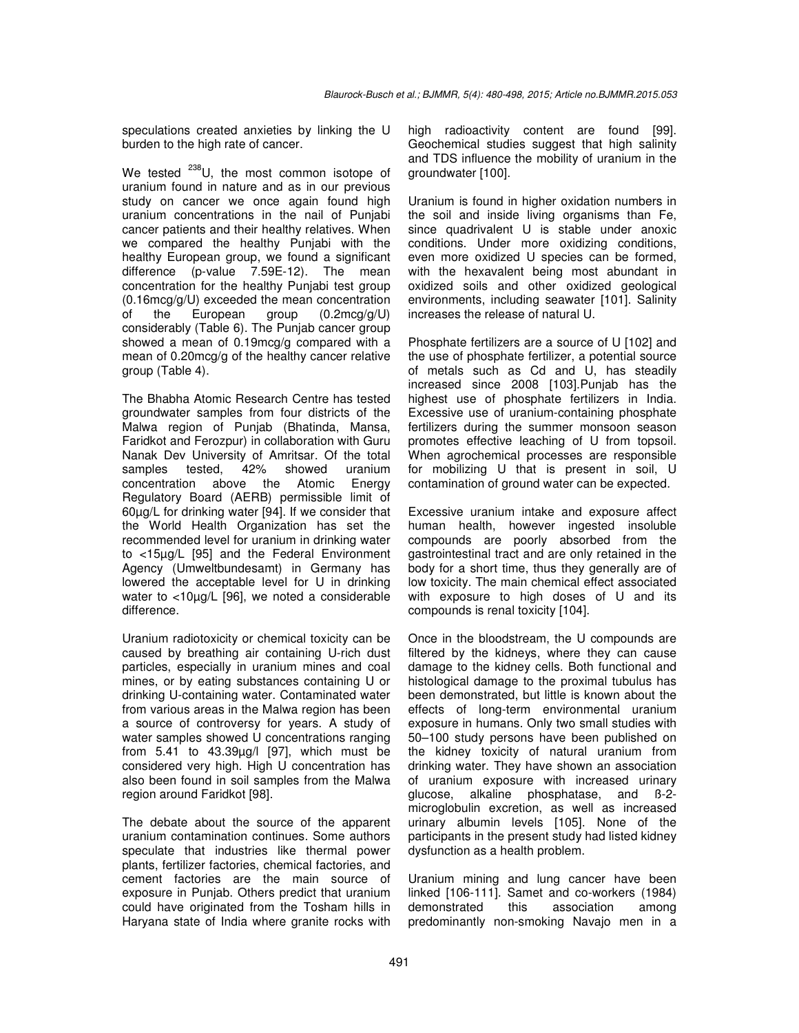speculations created anxieties by linking the U burden to the high rate of cancer.

We tested $^{238}U$, the most common isotope of uranium found in nature and as in our previous study on cancer we once again found high uranium concentrations in the nail of Punjabi cancer patients and their healthy relatives. When we compared the healthy Punjabi with the healthy European group, we found a significant difference (p-value 7.59E-12). The mean concentration for the healthy Punjabi test group (0.16mcg/g/U) exceeded the mean concentration of the European group (0.2mcg/g/U) considerably (Table 6). The Punjab cancer group showed a mean of 0.19mcg/g compared with a mean of 0.20mcg/g of the healthy cancer relative group (Table 4).

The Bhabha Atomic Research Centre has tested groundwater samples from four districts of the Malwa region of Punjab (Bhatinda, Mansa, Faridkot and Ferozpur) in collaboration with Guru Nanak Dev University of Amritsar. Of the total samples tested, 42% showed uranium concentration above the Atomic Energy Regulatory Board (AERB) permissible limit of 60µg/L for drinking water [94]. If we consider that the World Health Organization has set the recommended level for uranium in drinking water to <15µg/L [95] and the Federal Environment Agency (Umweltbundesamt) in Germany has lowered the acceptable level for U in drinking water to <10µg/L [96], we noted a considerable difference.

Uranium radiotoxicity or chemical toxicity can be caused by breathing air containing U-rich dust particles, especially in uranium mines and coal mines, or by eating substances containing U or drinking U-containing water. Contaminated water from various areas in the Malwa region has been a source of controversy for years. A study of water samples showed U concentrations ranging from 5.41 to 43.39µg/l [97], which must be considered very high. High U concentration has also been found in soil samples from the Malwa region around Faridkot [98].

The debate about the source of the apparent uranium contamination continues. Some authors speculate that industries like thermal power plants, fertilizer factories, chemical factories, and cement factories are the main source of exposure in Punjab. Others predict that uranium could have originated from the Tosham hills in Haryana state of India where granite rocks with high radioactivity content are found [99]. Geochemical studies suggest that high salinity and TDS influence the mobility of uranium in the groundwater [100].

Uranium is found in higher oxidation numbers in the soil and inside living organisms than Fe, since quadrivalent U is stable under anoxic conditions. Under more oxidizing conditions, even more oxidized U species can be formed, with the hexavalent being most abundant in oxidized soils and other oxidized geological environments, including seawater [101]. Salinity increases the release of natural U.

Phosphate fertilizers are a source of U [102] and the use of phosphate fertilizer, a potential source of metals such as Cd and U, has steadily increased since 2008 [103].Punjab has the highest use of phosphate fertilizers in India. Excessive use of uranium-containing phosphate fertilizers during the summer monsoon season promotes effective leaching of U from topsoil. When agrochemical processes are responsible for mobilizing U that is present in soil, U contamination of ground water can be expected.

Excessive uranium intake and exposure affect human health, however ingested insoluble compounds are poorly absorbed from the gastrointestinal tract and are only retained in the body for a short time, thus they generally are of low toxicity. The main chemical effect associated with exposure to high doses of U and its compounds is renal toxicity [104].

Once in the bloodstream, the U compounds are filtered by the kidneys, where they can cause damage to the kidney cells. Both functional and histological damage to the proximal tubulus has been demonstrated, but little is known about the effects of long-term environmental uranium exposure in humans. Only two small studies with 50–100 study persons have been published on the kidney toxicity of natural uranium from drinking water. They have shown an association of uranium exposure with increased urinary glucose, alkaline phosphatase, and ß-2-microglobulin excretion, as well as increased urinary albumin levels [105]. None of the participants in the present study had listed kidney dysfunction as a health problem.

Uranium mining and lung cancer have been linked [106-111]. Samet and co-workers (1984) demonstrated this association among predominantly non-smoking Navajo men in a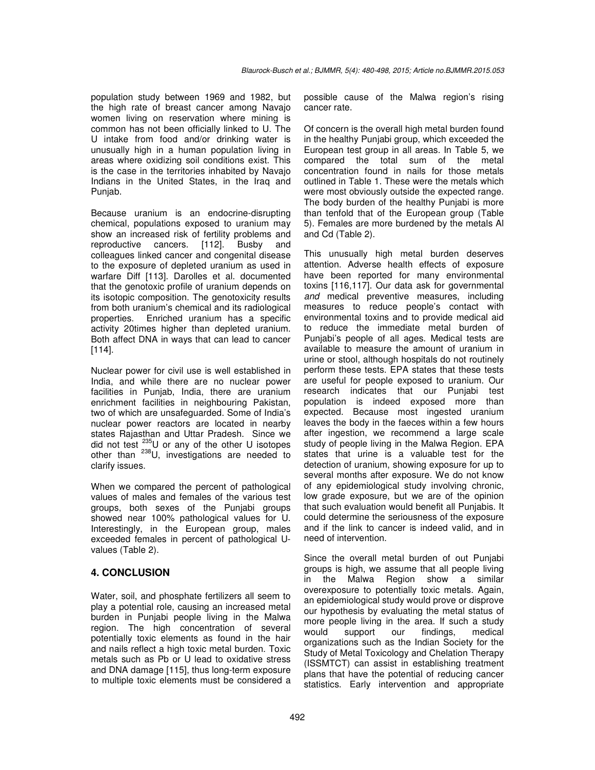population study between 1969 and 1982, but the high rate of breast cancer among Navajo women living on reservation where mining is common has not been officially linked to U. The U intake from food and/or drinking water is unusually high in a human population living in areas where oxidizing soil conditions exist. This is the case in the territories inhabited by Navajo Indians in the United States, in the Iraq and Punjab.

Because uranium is an endocrine-disrupting chemical, populations exposed to uranium may show an increased risk of fertility problems and reproductive cancers. [112]. Busby and colleagues linked cancer and congenital disease to the exposure of depleted uranium as used in warfare Diff [113]. Darolles et al. documented that the genotoxic profile of uranium depends on its isotopic composition. The genotoxicity results from both uranium's chemical and its radiological properties. Enriched uranium has a specific activity 20times higher than depleted uranium. Both affect DNA in ways that can lead to cancer [114].

Nuclear power for civil use is well established in India, and while there are no nuclear power facilities in Punjab, India, there are uranium enrichment facilities in neighbouring Pakistan, two of which are unsafeguarded. Some of India's nuclear power reactors are located in nearby states Rajasthan and Uttar Pradesh. Since we did not test $^{235}$U or any of the other U isotopes other than $^{238}$U, investigations are needed to clarify issues.

When we compared the percent of pathological values of males and females of the various test groups, both sexes of the Punjabi groups showed near 100% pathological values for U. Interestingly, in the European group, males exceeded females in percent of pathological U-values (Table 2).

## 4. CONCLUSION

Water, soil, and phosphate fertilizers all seem to play a potential role, causing an increased metal burden in Punjabi people living in the Malwa region. The high concentration of several potentially toxic elements as found in the hair and nails reflect a high toxic metal burden. Toxic metals such as Pb or U lead to oxidative stress and DNA damage [115], thus long-term exposure to multiple toxic elements must be considered a possible cause of the Malwa region's rising cancer rate.

Of concern is the overall high metal burden found in the healthy Punjabi group, which exceeded the European test group in all areas. In Table 5, we compared the total sum of the metal concentration found in nails for those metals outlined in Table 1. These were the metals which were most obviously outside the expected range. The body burden of the healthy Punjabi is more than tenfold that of the European group (Table 5). Females are more burdened by the metals Al and Cd (Table 2).

This unusually high metal burden deserves attention. Adverse health effects of exposure have been reported for many environmental toxins [116,117]. Our data ask for governmental *and* medical preventive measures, including measures to reduce people's contact with environmental toxins and to provide medical aid to reduce the immediate metal burden of Punjabi's people of all ages. Medical tests are available to measure the amount of uranium in urine or stool, although hospitals do not routinely perform these tests. EPA states that these tests are useful for people exposed to uranium. Our research indicates that our Punjabi test population is indeed exposed more than expected. Because most ingested uranium leaves the body in the faeces within a few hours after ingestion, we recommend a large scale study of people living in the Malwa Region. EPA states that urine is a valuable test for the detection of uranium, showing exposure for up to several months after exposure. We do not know of any epidemiological study involving chronic, low grade exposure, but we are of the opinion that such evaluation would benefit all Punjabis. It could determine the seriousness of the exposure and if the link to cancer is indeed valid, and in need of intervention.

Since the overall metal burden of out Punjabi groups is high, we assume that all people living in the Malwa Region show a similar overexposure to potentially toxic metals. Again, an epidemiological study would prove or disprove our hypothesis by evaluating the metal status of more people living in the area. If such a study would support our findings, medical organizations such as the Indian Society for the Study of Metal Toxicology and Chelation Therapy (ISSMTCT) can assist in establishing treatment plans that have the potential of reducing cancer statistics. Early intervention and appropriate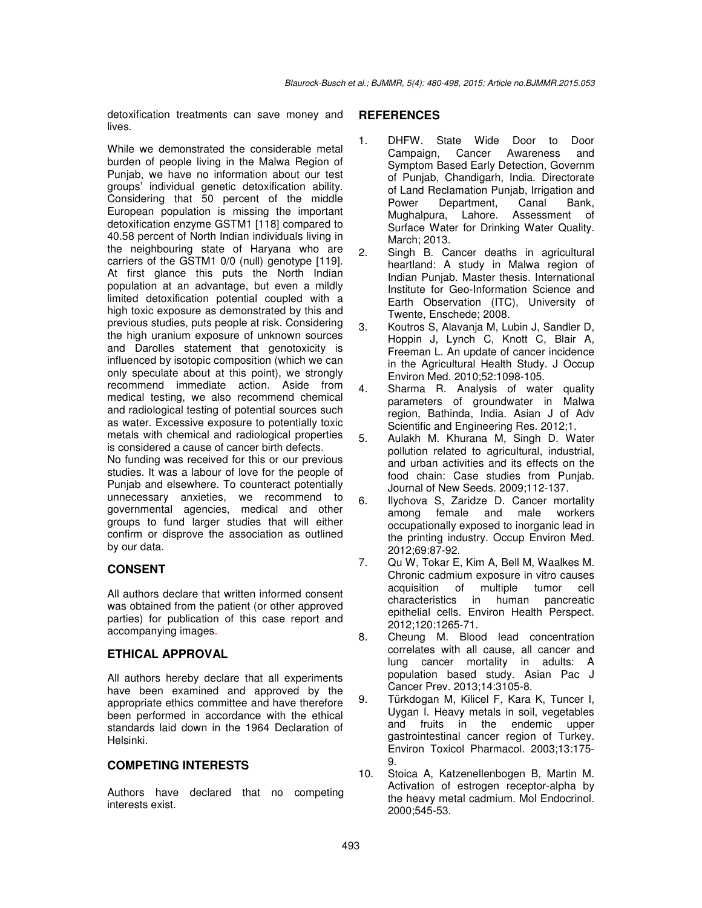detoxification treatments can save money and lives.

While we demonstrated the considerable metal burden of people living in the Malwa Region of Punjab, we have no information about our test groups' individual genetic detoxification ability. Considering that 50 percent of the middle European population is missing the important detoxification enzyme GSTM1 [118] compared to 40.58 percent of North Indian individuals living in the neighbouring state of Haryana who are carriers of the GSTM1 0/0 (null) genotype [119]. At first glance this puts the North Indian population at an advantage, but even a mildly limited detoxification potential coupled with a high toxic exposure as demonstrated by this and previous studies, puts people at risk. Considering the high uranium exposure of unknown sources and Darolles statement that genotoxicity is influenced by isotopic composition (which we can only speculate about at this point), we strongly recommend immediate action. Aside from medical testing, we also recommend chemical and radiological testing of potential sources such as water. Excessive exposure to potentially toxic metals with chemical and radiological properties is considered a cause of cancer birth defects.

No funding was received for this or our previous studies. It was a labour of love for the people of Punjab and elsewhere. To counteract potentially unnecessary anxieties, we recommend to governmental agencies, medical and other groups to fund larger studies that will either confirm or disprove the association as outlined by our data.

## CONSENT

All authors declare that written informed consent was obtained from the patient (or other approved parties) for publication of this case report and accompanying images.

## ETHICAL APPROVAL

All authors hereby declare that all experiments have been examined and approved by the appropriate ethics committee and have therefore been performed in accordance with the ethical standards laid down in the 1964 Declaration of Helsinki.

## COMPETING INTERESTS

Authors have declared that no competing interests exist.

## REFERENCES

1. DHFW. State Wide Door to Door Campaign, Cancer Awareness and Symptom Based Early Detection, Governm of Punjab, Chandigarh, India. Directorate of Land Reclamation Punjab, Irrigation and Power Department, Canal Bank, Mughalpura, Lahore. Assessment of Surface Water for Drinking Water Quality. March; 2013.
2. Singh B. Cancer deaths in agricultural heartland: A study in Malwa region of Indian Punjab. Master thesis. International Institute for Geo-Information Science and Earth Observation (ITC), University of Twente, Enschede; 2008.
3. Koutros S, Alavanja M, Lubin J, Sandler D, Hoppin J, Lynch C, Knott C, Blair A, Freeman L. An update of cancer incidence in the Agricultural Health Study. J Occup Environ Med. 2010;52:1098-105.
4. Sharma R. Analysis of water quality parameters of groundwater in Malwa region, Bathinda, India. Asian J of Adv Scientific and Engineering Res. 2012;1.
5. Aulakh M. Khurana M, Singh D. Water pollution related to agricultural, industrial, and urban activities and its effects on the food chain: Case studies from Punjab. Journal of New Seeds. 2009;112-137.
6. Ilychova S, Zaridze D. Cancer mortality among female and male workers occupationally exposed to inorganic lead in the printing industry. Occup Environ Med. 2012;69:87-92.
7. Qu W, Tokar E, Kim A, Bell M, Waalkes M. Chronic cadmium exposure in vitro causes acquisition of multiple tumor cell characteristics in human pancreatic epithelial cells. Environ Health Perspect. 2012;120:1265-71.
8. Cheung M. Blood lead concentration correlates with all cause, all cancer and lung cancer mortality in adults: A population based study. Asian Pac J Cancer Prev. 2013;14:3105-8.
9. Türkdogan M, Kilicel F, Kara K, Tuncer I, Uygan I. Heavy metals in soil, vegetables and fruits in the endemic upper gastrointestinal cancer region of Turkey. Environ Toxicol Pharmacol. 2003;13:175-9.
10. Stoica A, Katzenellenbogen B, Martin M. Activation of estrogen receptor-alpha by the heavy metal cadmium. Mol Endocrinol. 2000;545-53.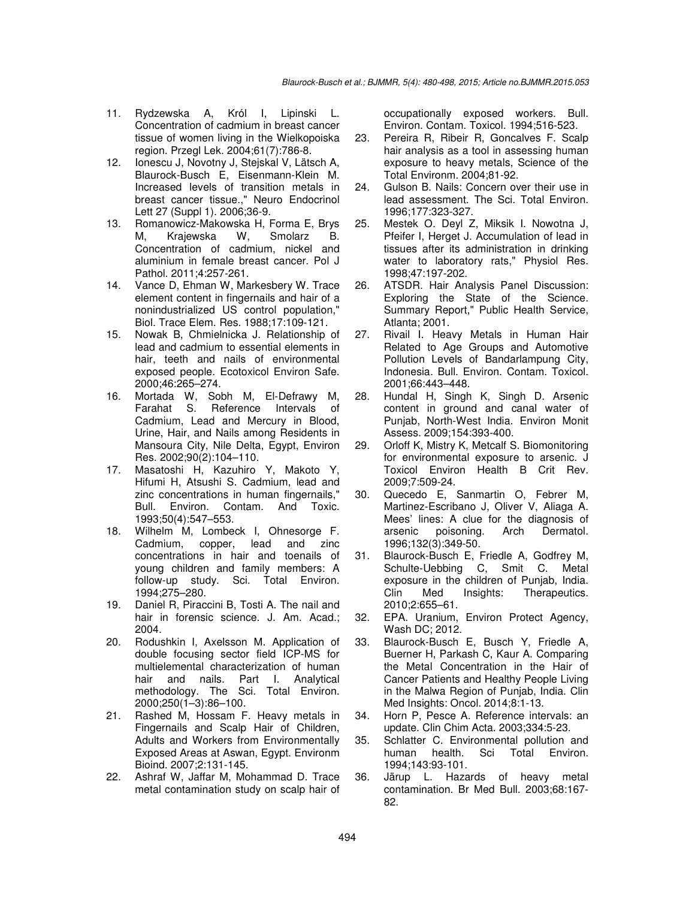11. Rydzewska A, Król I, Lipinski L. Concentration of cadmium in breast cancer tissue of women living in the Wielkopoiska region. Przegl Lek. 2004;61(7):786-8.
12. Ionescu J, Novotny J, Stejskal V, Lätsch A, Blaurock-Busch E, Eisenmann-Klein M. Increased levels of transition metals in breast cancer tissue.," Neuro Endocrinol Lett 27 (Suppl 1). 2006;36-9.
13. Romanowicz-Makowska H, Forma E, Brys M, Krajewska W, Smolarz B. Concentration of cadmium, nickel and aluminium in female breast cancer. Pol J Pathol. 2011;4:257-261.
14. Vance D, Ehman W, Markesbery W. Trace element content in fingernails and hair of a nonindustrialized US control population," Biol. Trace Elem. Res. 1988;17:109-121.
15. Nowak B, Chmielnicka J. Relationship of lead and cadmium to essential elements in hair, teeth and nails of environmental exposed people. Ecotoxicol Environ Safe. 2000;46:265–274.
16. Mortada W, Sobh M, El-Defrawy M, Farahat S. Reference Intervals of Cadmium, Lead and Mercury in Blood, Urine, Hair, and Nails among Residents in Mansoura City, Nile Delta, Egypt, Environ Res. 2002;90(2):104–110.
17. Masatoshi H, Kazuhiro Y, Makoto Y, Hifumi H, Atsushi S. Cadmium, lead and zinc concentrations in human fingernails," Bull. Environ. Contam. And Toxic. 1993;50(4):547–553.
18. Wilhelm M, Lombeck I, Ohnesorge F. Cadmium, copper, lead and zinc concentrations in hair and toenails of young children and family members: A follow-up study. Sci. Total Environ. 1994;275–280.
19. Daniel R, Piraccini B, Tosti A. The nail and hair in forensic science. J. Am. Acad.; 2004.
20. Rodushkin I, Axelsson M. Application of double focusing sector field ICP-MS for multielemental characterization of human hair and nails. Part I. Analytical methodology. The Sci. Total Environ. 2000;250(1–3):86–100.
21. Rashed M, Hossam F. Heavy metals in Fingernails and Scalp Hair of Children, Adults and Workers from Environmentally Exposed Areas at Aswan, Egypt. Environm Bioind. 2007;2:131-145.
22. Ashraf W, Jaffar M, Mohammad D. Trace metal contamination study on scalp hair of occupationally exposed workers. Bull. Environ. Contam. Toxicol. 1994;516-523.
23. Pereira R, Ribeir R, Goncalves F. Scalp hair analysis as a tool in assessing human exposure to heavy metals, Science of the Total Environm. 2004;81-92.
24. Gulson B. Nails: Concern over their use in lead assessment. The Sci. Total Environ. 1996;177:323-327.
25. Mestek O. Deyl Z, Miksik I. Nowotna J, Pfeifer I, Herget J. Accumulation of lead in tissues after its administration in drinking water to laboratory rats," Physiol Res. 1998;47:197-202.
26. ATSDR. Hair Analysis Panel Discussion: Exploring the State of the Science. Summary Report," Public Health Service, Atlanta; 2001.
27. Rivail I. Heavy Metals in Human Hair Related to Age Groups and Automotive Pollution Levels of Bandarlampung City, Indonesia. Bull. Environ. Contam. Toxicol. 2001;66:443–448.
28. Hundal H, Singh K, Singh D. Arsenic content in ground and canal water of Punjab, North-West India. Environ Monit Assess. 2009;154:393-400.
29. Orloff K, Mistry K, Metcalf S. Biomonitoring for environmental exposure to arsenic. J Toxicol Environ Health B Crit Rev. 2009;7:509-24.
30. Quecedo E, Sanmartin O, Febrer M, Martinez-Escribano J, Oliver V, Aliaga A. Mees' lines: A clue for the diagnosis of arsenic poisoning. Arch Dermatol. 1996;132(3):349-50.
31. Blaurock-Busch E, Friedle A, Godfrey M, Schulte-Uebbing C, Smit C. Metal exposure in the children of Punjab, India. Clin Med Insights: Therapeutics. 2010;2:655–61.
32. EPA. Uranium, Environ Protect Agency, Wash DC; 2012.
33. Blaurock-Busch E, Busch Y, Friedle A, Buerner H, Parkash C, Kaur A. Comparing the Metal Concentration in the Hair of Cancer Patients and Healthy People Living in the Malwa Region of Punjab, India. Clin Med Insights: Oncol. 2014;8:1-13.
34. Horn P, Pesce A. Reference intervals: an update. Clin Chim Acta. 2003;334:5-23.
35. Schlatter C. Environmental pollution and human health. Sci Total Environ. 1994;143:93-101.
36. Järup L. Hazards of heavy metal contamination. Br Med Bull. 2003;68:167-82.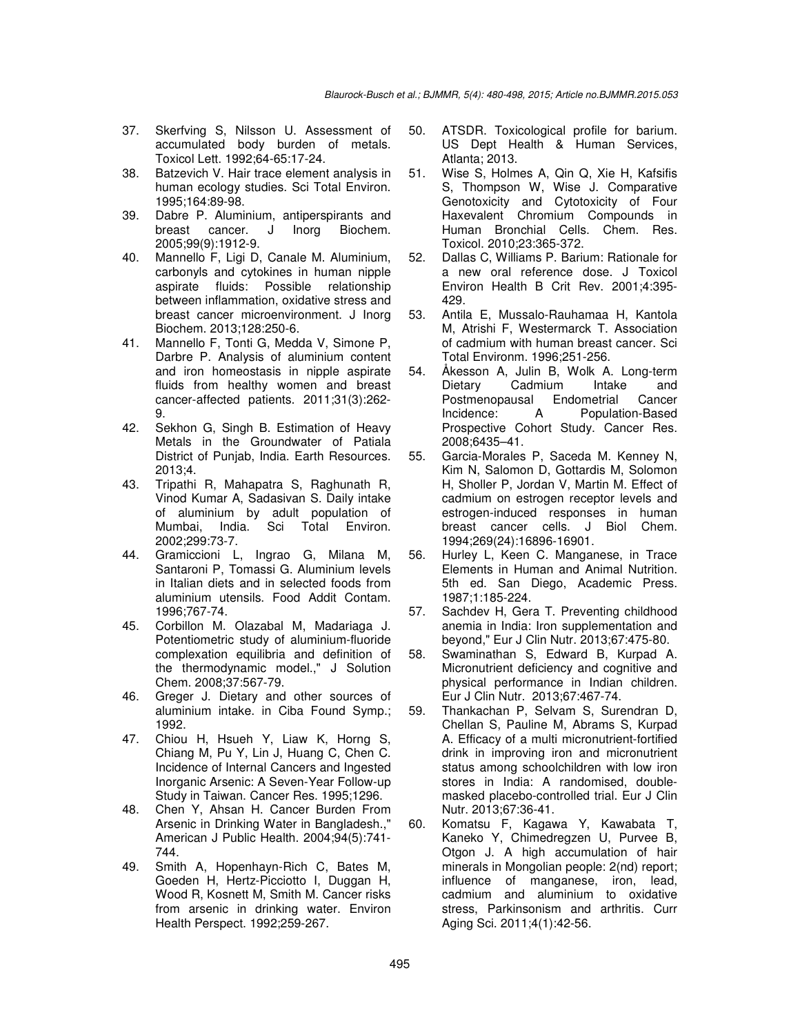37. Skerfving S, Nilsson U. Assessment of accumulated body burden of metals. Toxicol Lett. 1992;64-65:17-24.
38. Batzevich V. Hair trace element analysis in human ecology studies. Sci Total Environ. 1995;164:89-98.
39. Dabre P. Aluminium, antiperspirants and breast cancer. J Inorg Biochem. 2005;99(9):1912-9.
40. Mannello F, Ligi D, Canale M. Aluminium, carbonyls and cytokines in human nipple aspirate fluids: Possible relationship between inflammation, oxidative stress and breast cancer microenvironment. J Inorg Biochem. 2013;128:250-6.
41. Mannello F, Tonti G, Medda V, Simone P, Darbre P. Analysis of aluminium content and iron homeostasis in nipple aspirate fluids from healthy women and breast cancer-affected patients. 2011;31(3):262-9.
42. Sekhon G, Singh B. Estimation of Heavy Metals in the Groundwater of Patiala District of Punjab, India. Earth Resources. 2013;4.
43. Tripathi R, Mahapatra S, Raghunath R, Vinod Kumar A, Sadasivan S. Daily intake of aluminium by adult population of Mumbai, India. Sci Total Environ. 2002;299:73-7.
44. Gramiccioni L, Ingrao G, Milana M, Santaroni P, Tomassi G. Aluminium levels in Italian diets and in selected foods from aluminium utensils. Food Addit Contam. 1996;767-74.
45. Corbillon M. Olazabal M, Madariaga J. Potentiometric study of aluminium-fluoride complexation equilibria and definition of the thermodynamic model.," J Solution Chem. 2008;37:567-79.
46. Greger J. Dietary and other sources of aluminium intake. in Ciba Found Symp.; 1992.
47. Chiou H, Hsueh Y, Liaw K, Horng S, Chiang M, Pu Y, Lin J, Huang C, Chen C. Incidence of Internal Cancers and Ingested Inorganic Arsenic: A Seven-Year Follow-up Study in Taiwan. Cancer Res. 1995;1296.
48. Chen Y, Ahsan H. Cancer Burden From Arsenic in Drinking Water in Bangladesh.," American J Public Health. 2004;94(5):741-744.
49. Smith A, Hopenhayn-Rich C, Bates M, Goeden H, Hertz-Picciotto I, Duggan H, Wood R, Kosnett M, Smith M. Cancer risks from arsenic in drinking water. Environ Health Perspect. 1992;259-267.
50. ATSDR. Toxicological profile for barium. US Dept Health & Human Services, Atlanta; 2013.
51. Wise S, Holmes A, Qin Q, Xie H, Kafsifis S, Thompson W, Wise J. Comparative Genotoxicity and Cytotoxicity of Four Haxevalent Chromium Compounds in Human Bronchial Cells. Chem. Res. Toxicol. 2010;23:365-372.
52. Dallas C, Williams P. Barium: Rationale for a new oral reference dose. J Toxicol Environ Health B Crit Rev. 2001;4:395-429.
53. Antila E, Mussalo-Rauhamaa H, Kantola M, Atrishi F, Westermarck T. Association of cadmium with human breast cancer. Sci Total Environm. 1996;251-256.
54. Åkesson A, Julin B, Wolk A. Long-term Dietary Cadmium Intake and Postmenopausal Endometrial Cancer Incidence: A Population-Based Prospective Cohort Study. Cancer Res. 2008;6435–41.
55. Garcia-Morales P, Saceda M. Kenney N, Kim N, Salomon D, Gottardis M, Solomon H, Sholler P, Jordan V, Martin M. Effect of cadmium on estrogen receptor levels and estrogen-induced responses in human breast cancer cells. J Biol Chem. 1994;269(24):16896-16901.
56. Hurley L, Keen C. Manganese, in Trace Elements in Human and Animal Nutrition. 5th ed. San Diego, Academic Press. 1987;1:185-224.
57. Sachdev H, Gera T. Preventing childhood anemia in India: Iron supplementation and beyond," Eur J Clin Nutr. 2013;67:475-80.
58. Swaminathan S, Edward B, Kurpad A. Micronutrient deficiency and cognitive and physical performance in Indian children. Eur J Clin Nutr. 2013;67:467-74.
59. Thankachan P, Selvam S, Surendran D, Chellan S, Pauline M, Abrams S, Kurpad A. Efficacy of a multi micronutrient-fortified drink in improving iron and micronutrient status among schoolchildren with low iron stores in India: A randomised, double-masked placebo-controlled trial. Eur J Clin Nutr. 2013;67:36-41.
60. Komatsu F, Kagawa Y, Kawabata T, Kaneko Y, Chimedregzen U, Purvee B, Otgon J. A high accumulation of hair minerals in Mongolian people: 2(nd) report; influence of manganese, iron, lead, cadmium and aluminium to oxidative stress, Parkinsonism and arthritis. Curr Aging Sci. 2011;4(1):42-56.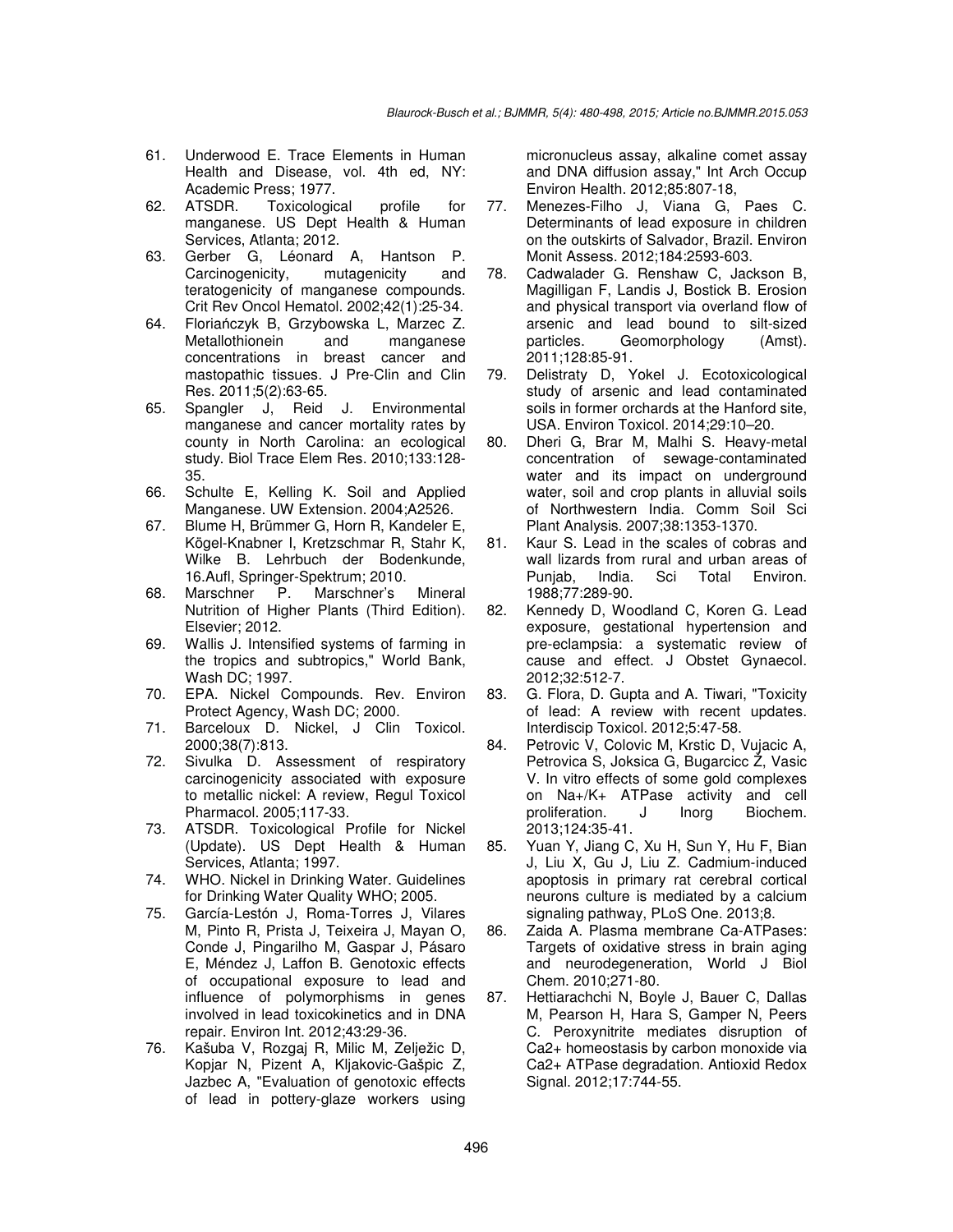61. Underwood E. Trace Elements in Human Health and Disease, vol. 4th ed, NY: Academic Press; 1977.
62. ATSDR. Toxicological profile for manganese. US Dept Health & Human Services, Atlanta; 2012.
63. Gerber G, Léonard A, Hantson P. Carcinogenicity, mutagenicity and teratogenicity of manganese compounds. Crit Rev Oncol Hematol. 2002;42(1):25-34.
64. Floriańczyk B, Grzybowska L, Marzec Z. Metallothionein and manganese concentrations in breast cancer and mastopathic tissues. J Pre-Clin and Clin Res. 2011;5(2):63-65.
65. Spangler J, Reid J. Environmental manganese and cancer mortality rates by county in North Carolina: an ecological study. Biol Trace Elem Res. 2010;133:128-35.
66. Schulte E, Kelling K. Soil and Applied Manganese. UW Extension. 2004;A2526.
67. Blume H, Brümmer G, Horn R, Kandeler E, Kögel-Knabner I, Kretzschmar R, Stahr K, Wilke B. Lehrbuch der Bodenkunde, 16.Aufl, Springer-Spektrum; 2010.
68. Marschner P. Marschner's Mineral Nutrition of Higher Plants (Third Edition). Elsevier; 2012.
69. Wallis J. Intensified systems of farming in the tropics and subtropics," World Bank, Wash DC; 1997.
70. EPA. Nickel Compounds. Rev. Environ Protect Agency, Wash DC; 2000.
71. Barceloux D. Nickel, J Clin Toxicol. 2000;38(7):813.
72. Sivulka D. Assessment of respiratory carcinogenicity associated with exposure to metallic nickel: A review, Regul Toxicol Pharmacol. 2005;117-33.
73. ATSDR. Toxicological Profile for Nickel (Update). US Dept Health & Human Services, Atlanta; 1997.
74. WHO. Nickel in Drinking Water. Guidelines for Drinking Water Quality WHO; 2005.
75. García-Lestón J, Roma-Torres J, Vilares M, Pinto R, Prista J, Teixeira J, Mayan O, Conde J, Pingarilho M, Gaspar J, Pásaro E, Méndez J, Laffon B. Genotoxic effects of occupational exposure to lead and influence of polymorphisms in genes involved in lead toxicokinetics and in DNA repair. Environ Int. 2012;43:29-36.
76. Kašuba V, Rozgaj R, Milic M, Zelježic D, Kopjar N, Pizent A, Kljakovic-Gašpic Z, Jazbec A, "Evaluation of genotoxic effects of lead in pottery-glaze workers using micronucleus assay, alkaline comet assay and DNA diffusion assay," Int Arch Occup Environ Health. 2012;85:807-18,
77. Menezes-Filho J, Viana G, Paes C. Determinants of lead exposure in children on the outskirts of Salvador, Brazil. Environ Monit Assess. 2012;184:2593-603.
78. Cadwalader G. Renshaw C, Jackson B, Magilligan F, Landis J, Bostick B. Erosion and physical transport via overland flow of arsenic and lead bound to silt-sized particles. Geomorphology (Amst). 2011;128:85-91.
79. Delistraty D, Yokel J. Ecotoxicological study of arsenic and lead contaminated soils in former orchards at the Hanford site, USA. Environ Toxicol. 2014;29:10–20.
80. Dheri G, Brar M, Malhi S. Heavy-metal concentration of sewage-contaminated water and its impact on underground water, soil and crop plants in alluvial soils of Northwestern India. Comm Soil Sci Plant Analysis. 2007;38:1353-1370.
81. Kaur S. Lead in the scales of cobras and wall lizards from rural and urban areas of Punjab, India. Sci Total Environ. 1988;77:289-90.
82. Kennedy D, Woodland C, Koren G. Lead exposure, gestational hypertension and pre-eclampsia: a systematic review of cause and effect. J Obstet Gynaecol. 2012;32:512-7.
83. G. Flora, D. Gupta and A. Tiwari, "Toxicity of lead: A review with recent updates. Interdiscip Toxicol. 2012;5:47-58.
84. Petrovic V, Colovic M, Krstic D, Vujacic A, Petrovica S, Joksica G, Bugarcicc Ž, Vasic V. In vitro effects of some gold complexes on Na+/K+ ATPase activity and cell proliferation. J Inorg Biochem. 2013;124:35-41.
85. Yuan Y, Jiang C, Xu H, Sun Y, Hu F, Bian J, Liu X, Gu J, Liu Z. Cadmium-induced apoptosis in primary rat cerebral cortical neurons culture is mediated by a calcium signaling pathway, PLoS One. 2013;8.
86. Zaida A. Plasma membrane Ca-ATPases: Targets of oxidative stress in brain aging and neurodegeneration, World J Biol Chem. 2010;271-80.
87. Hettiarachchi N, Boyle J, Bauer C, Dallas M, Pearson H, Hara S, Gamper N, Peers C. Peroxynitrite mediates disruption of Ca2+ homeostasis by carbon monoxide via Ca2+ ATPase degradation. Antioxid Redox Signal. 2012;17:744-55.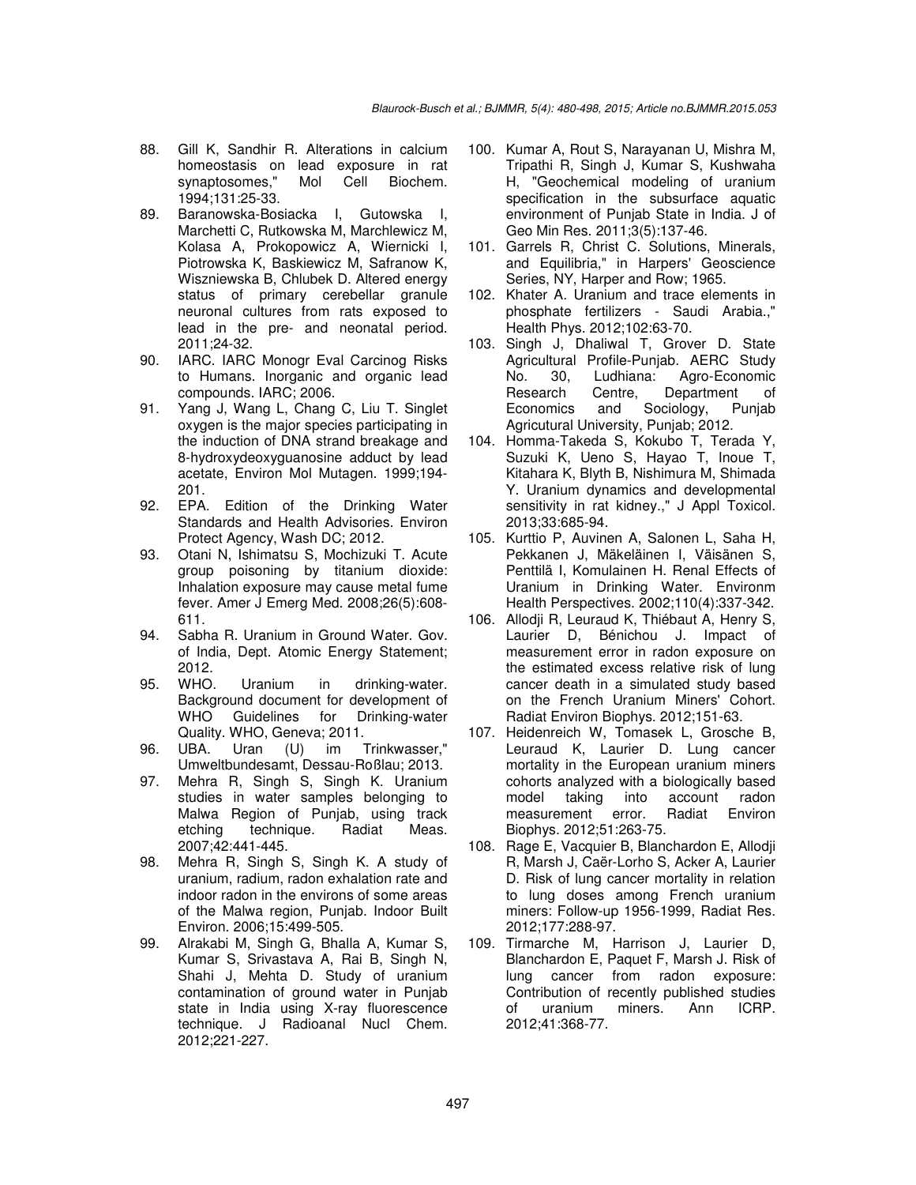88. Gill K, Sandhir R. Alterations in calcium homeostasis on lead exposure in rat synaptosomes," Mol Cell Biochem. 1994;131:25-33.
89. Baranowska-Bosiacka I, Gutowska I, Marchetti C, Rutkowska M, Marchlewicz M, Kolasa A, Prokopowicz A, Wiernicki I, Piotrowska K, Baskiewicz M, Safranow K, Wiszniewska B, Chlubek D. Altered energy status of primary cerebellar granule neuronal cultures from rats exposed to lead in the pre- and neonatal period. 2011;24-32.
90. IARC. IARC Monogr Eval Carcinog Risks to Humans. Inorganic and organic lead compounds. IARC; 2006.
91. Yang J, Wang L, Chang C, Liu T. Singlet oxygen is the major species participating in the induction of DNA strand breakage and 8-hydroxydeoxyguanosine adduct by lead acetate, Environ Mol Mutagen. 1999;194-201.
92. EPA. Edition of the Drinking Water Standards and Health Advisories. Environ Protect Agency, Wash DC; 2012.
93. Otani N, Ishimatsu S, Mochizuki T. Acute group poisoning by titanium dioxide: Inhalation exposure may cause metal fume fever. Amer J Emerg Med. 2008;26(5):608-611.
94. Sabha R. Uranium in Ground Water. Gov. of India, Dept. Atomic Energy Statement; 2012.
95. WHO. Uranium in drinking-water. Background document for development of WHO Guidelines for Drinking-water Quality. WHO, Geneva; 2011.
96. UBA. Uran (U) im Trinkwasser," Umweltbundesamt, Dessau-Roßlau; 2013.
97. Mehra R, Singh S, Singh K. Uranium studies in water samples belonging to Malwa Region of Punjab, using track etching technique. Radiat Meas. 2007;42:441-445.
98. Mehra R, Singh S, Singh K. A study of uranium, radium, radon exhalation rate and indoor radon in the environs of some areas of the Malwa region, Punjab. Indoor Built Environ. 2006;15:499-505.
99. Alrakabi M, Singh G, Bhalla A, Kumar S, Kumar S, Srivastava A, Rai B, Singh N, Shahi J, Mehta D. Study of uranium contamination of ground water in Punjab state in India using X-ray fluorescence technique. J Radioanal Nucl Chem. 2012;221-227.
100. Kumar A, Rout S, Narayanan U, Mishra M, Tripathi R, Singh J, Kumar S, Kushwaha H, "Geochemical modeling of uranium specification in the subsurface aquatic environment of Punjab State in India. J of Geo Min Res. 2011;3(5):137-46.
101. Garrels R, Christ C. Solutions, Minerals, and Equilibria," in Harpers' Geoscience Series, NY, Harper and Row; 1965.
102. Khater A. Uranium and trace elements in phosphate fertilizers - Saudi Arabia.," Health Phys. 2012;102:63-70.
103. Singh J, Dhaliwal T, Grover D. State Agricultural Profile-Punjab. AERC Study No. 30, Ludhiana: Agro-Economic Research Centre, Department of Economics and Sociology, Punjab Agricutural University, Punjab; 2012.
104. Homma-Takeda S, Kokubo T, Terada Y, Suzuki K, Ueno S, Hayao T, Inoue T, Kitahara K, Blyth B, Nishimura M, Shimada Y. Uranium dynamics and developmental sensitivity in rat kidney.," J Appl Toxicol. 2013;33:685-94.
105. Kurttio P, Auvinen A, Salonen L, Saha H, Pekkanen J, Mäkeläinen I, Väisänen S, Penttilä I, Komulainen H. Renal Effects of Uranium in Drinking Water. Environm Health Perspectives. 2002;110(4):337-342.
106. Allodji R, Leuraud K, Thiébaut A, Henry S, Laurier D, Bénichou J. Impact of measurement error in radon exposure on the estimated excess relative risk of lung cancer death in a simulated study based on the French Uranium Miners' Cohort. Radiat Environ Biophys. 2012;151-63.
107. Heidenreich W, Tomasek L, Grosche B, Leuraud K, Laurier D. Lung cancer mortality in the European uranium miners cohorts analyzed with a biologically based model taking into account radon measurement error. Radiat Environ Biophys. 2012;51:263-75.
108. Rage E, Vacquier B, Blanchardon E, Allodji R, Marsh J, Caër-Lorho S, Acker A, Laurier D. Risk of lung cancer mortality in relation to lung doses among French uranium miners: Follow-up 1956-1999, Radiat Res. 2012;177:288-97.
109. Tirmarche M, Harrison J, Laurier D, Blanchardon E, Paquet F, Marsh J. Risk of lung cancer from radon exposure: Contribution of recently published studies of uranium miners. Ann ICRP. 2012;41:368-77.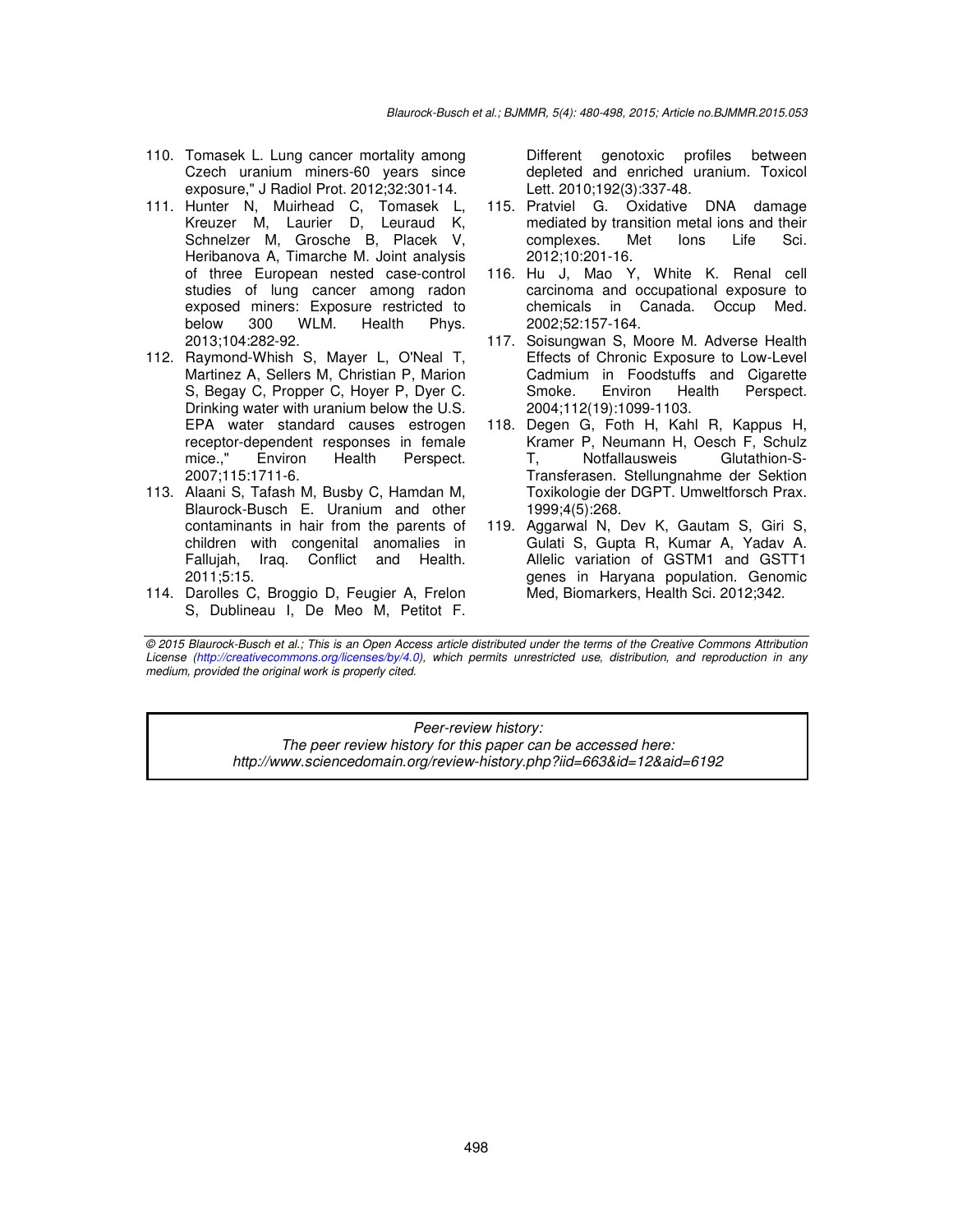110. Tomasek L. Lung cancer mortality among Czech uranium miners-60 years since exposure," J Radiol Prot. 2012;32:301-14.
111. Hunter N, Muirhead C, Tomasek L, Kreuzer M, Laurier D, Leuraud K, Schnelzer M, Grosche B, Placek V, Heribanova A, Timarche M. Joint analysis of three European nested case-control studies of lung cancer among radon exposed miners: Exposure restricted to below 300 WLM. Health Phys. 2013;104:282-92.
112. Raymond-Whish S, Mayer L, O'Neal T, Martinez A, Sellers M, Christian P, Marion S, Begay C, Propper C, Hoyer P, Dyer C. Drinking water with uranium below the U.S. EPA water standard causes estrogen receptor-dependent responses in female mice.," Environ Health Perspect. 2007;115:1711-6.
113. Alaani S, Tafash M, Busby C, Hamdan M, Blaurock-Busch E. Uranium and other contaminants in hair from the parents of children with congenital anomalies in Fallujah, Iraq. Conflict and Health. 2011;5:15.
114. Darolles C, Broggio D, Feugier A, Frelon S, Dublineau I, De Meo M, Petitot F. Different genotoxic profiles between depleted and enriched uranium. Toxicol Lett. 2010;192(3):337-48.
115. Pratviel G. Oxidative DNA damage mediated by transition metal ions and their complexes. Met Ions Life Sci. 2012;10:201-16.
116. Hu J, Mao Y, White K. Renal cell carcinoma and occupational exposure to chemicals in Canada. Occup Med. 2002;52:157-164.
117. Soisungwan S, Moore M. Adverse Health Effects of Chronic Exposure to Low-Level Cadmium in Foodstuffs and Cigarette Smoke. Environ Health Perspect. 2004;112(19):1099-1103.
118. Degen G, Foth H, Kahl R, Kappus H, Kramer P, Neumann H, Oesch F, Schulz T, Notfallausweis Glutathion-S-Transferasen. Stellungnahme der Sektion Toxikologie der DGPT. Umweltforsch Prax. 1999;4(5):268.
119. Aggarwal N, Dev K, Gautam S, Giri S, Gulati S, Gupta R, Kumar A, Yadav A. Allelic variation of GSTM1 and GSTT1 genes in Haryana population. Genomic Med, Biomarkers, Health Sci. 2012;342.

---

*© 2015 Blaurock-Busch et al.; This is an Open Access article distributed under the terms of the Creative Commons Attribution License (http://creativecommons.org/licenses/by/4.0), which permits unrestricted use, distribution, and reproduction in any medium, provided the original work is properly cited.*

*Peer-review history:*
*The peer review history for this paper can be accessed here:*
*http://www.sciencedomain.org/review-history.php?iid=663&id=12&aid=6192*